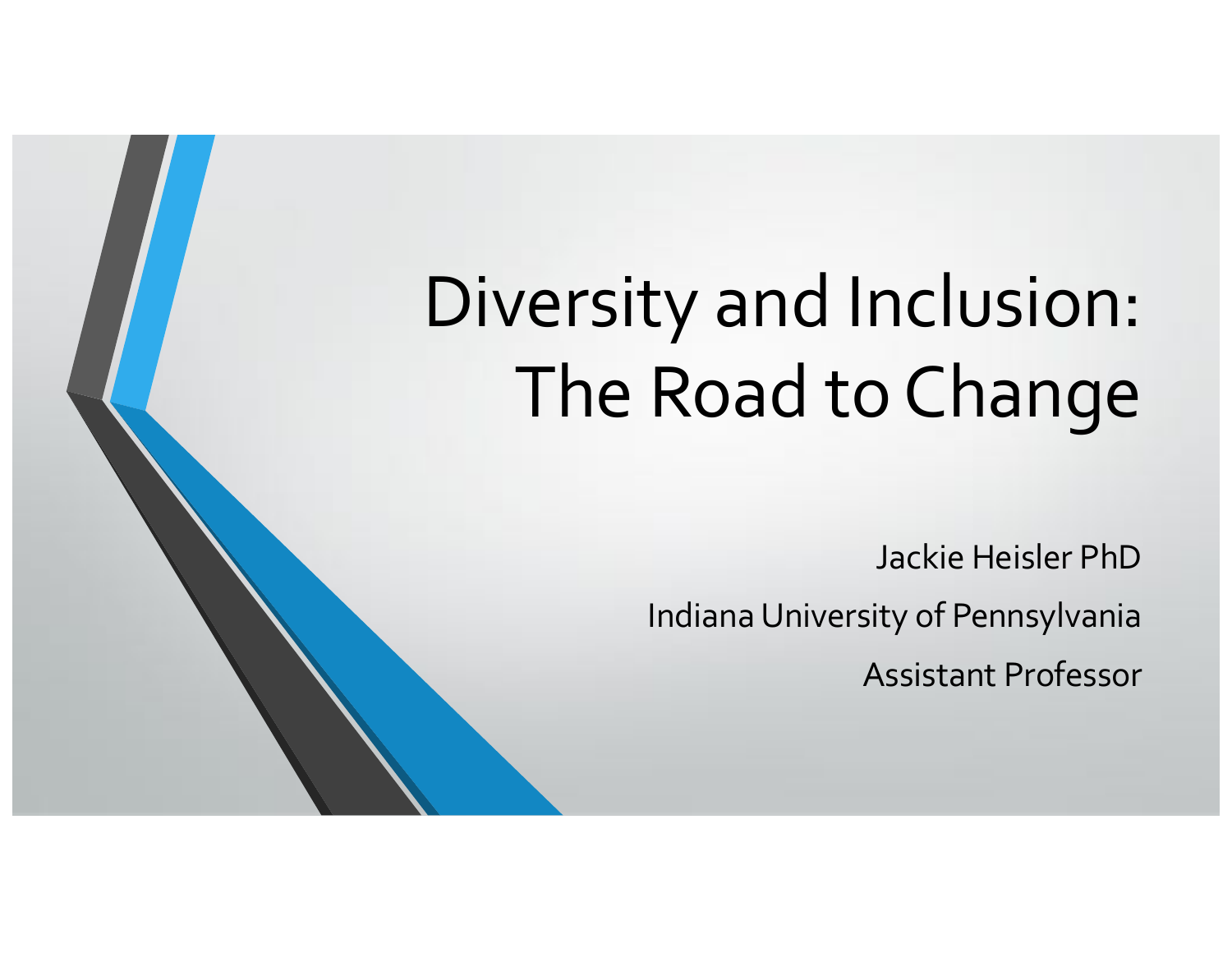# Diversity and Inclusion: The Road to Change

Jackie Heisler PhD

Indiana University of Pennsylvania

Assistant Professor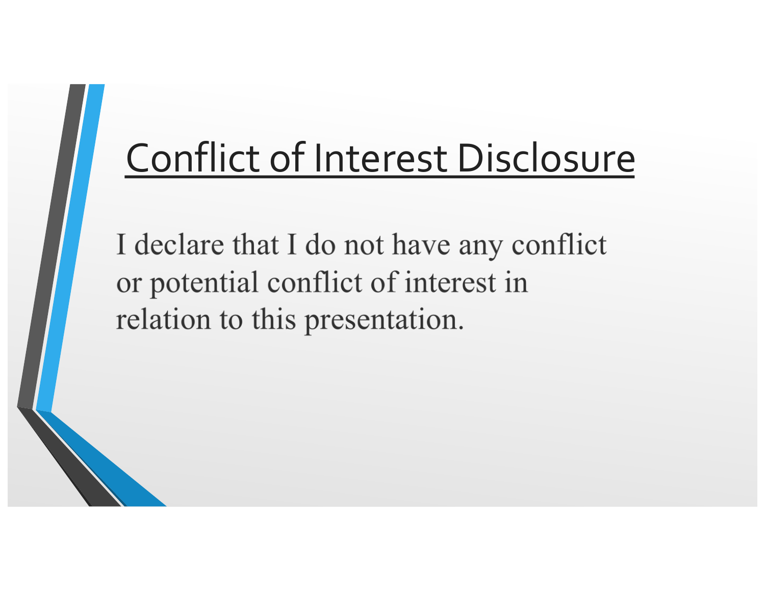# Conflict of Interest Disclosure

I declare that I do not have any conflict or potential conflict of interest in relation to this presentation.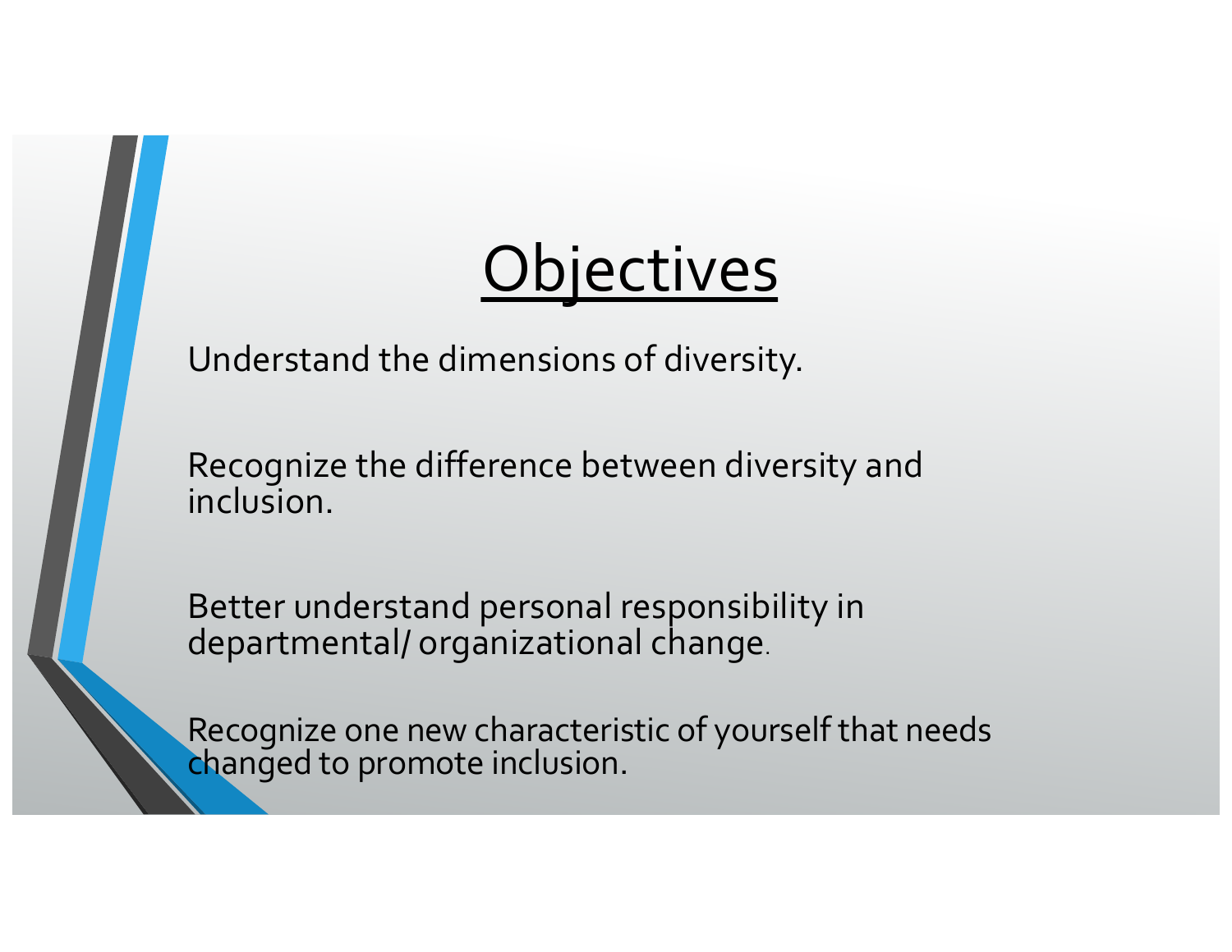# Objectives

Understand the dimensions of diversity.

Recognize the difference between diversity and inclusion.

Better understand personal responsibility in departmental/ organizational change.

Recognize one new characteristic of yourself that needs changed to promote inclusion.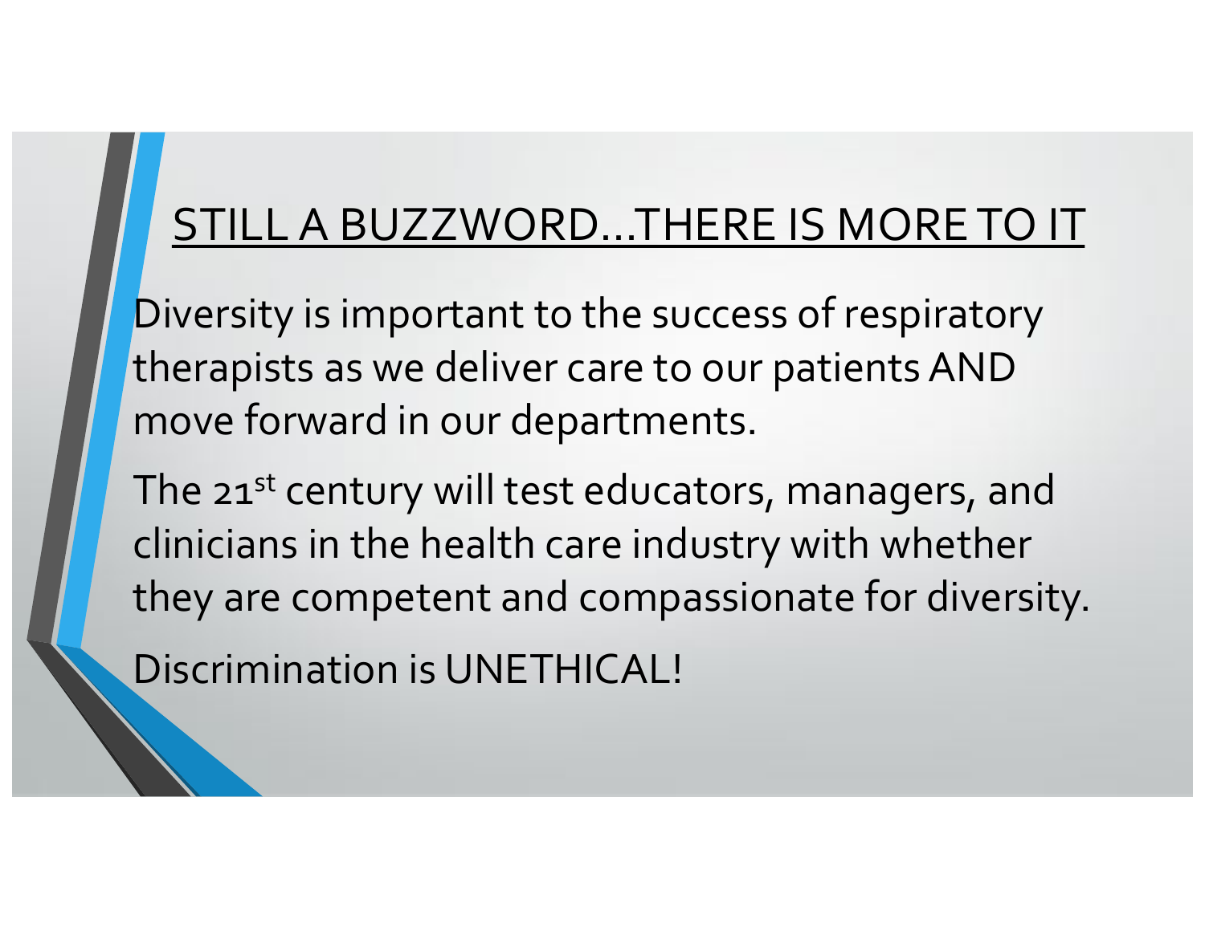## STILL A BUZZWORD…THERE IS MORE TO IT

Diversity is important to the success of respiratory therapists as we deliver care to our patients AND move forward in our departments.

The 21st century will test educators, managers, and clinicians in the health care industry with whether they are competent and compassionate for diversity.

Discrimination is UNETHICAL!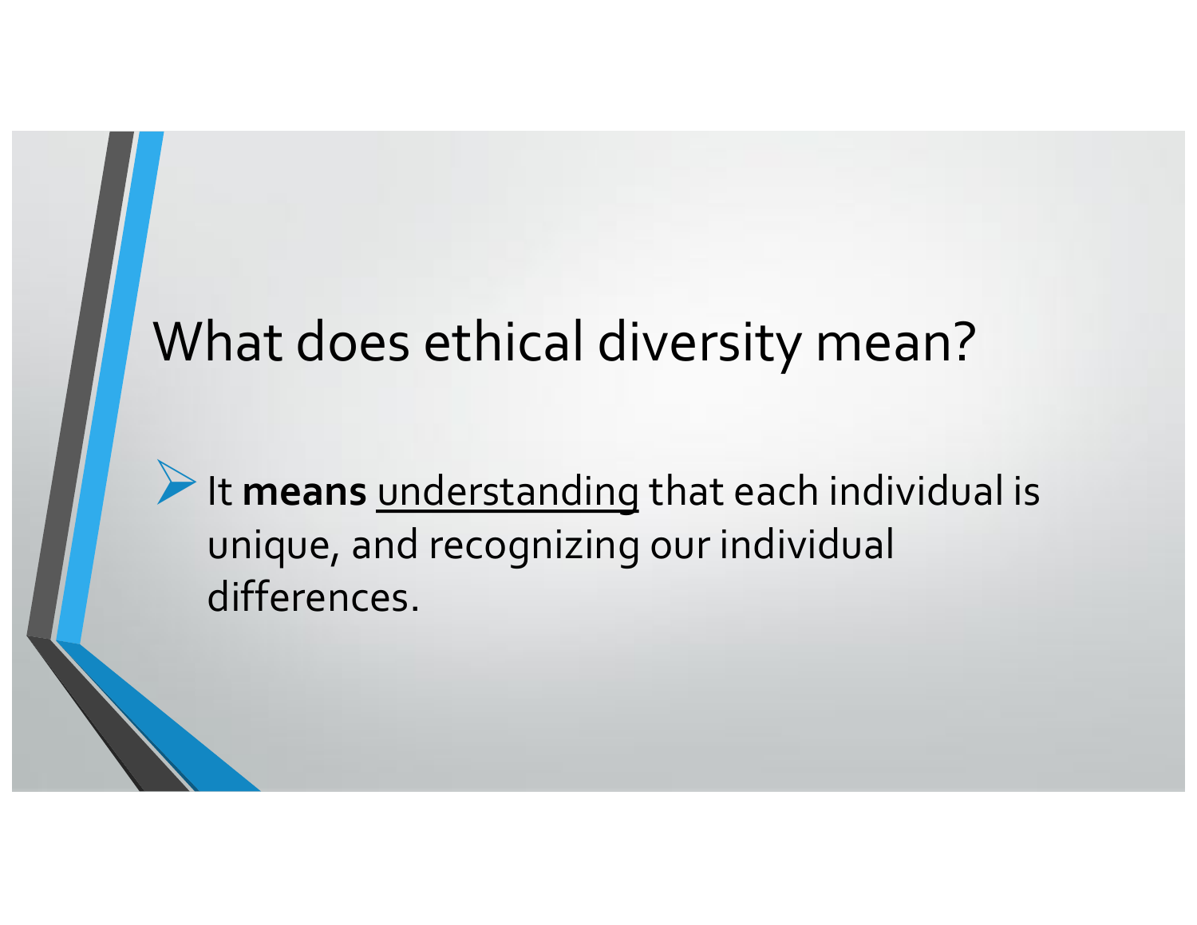# What does ethical diversity mean?

- It **means** <u>understanding</u> that each individual is unique, and recognizing our individual differences.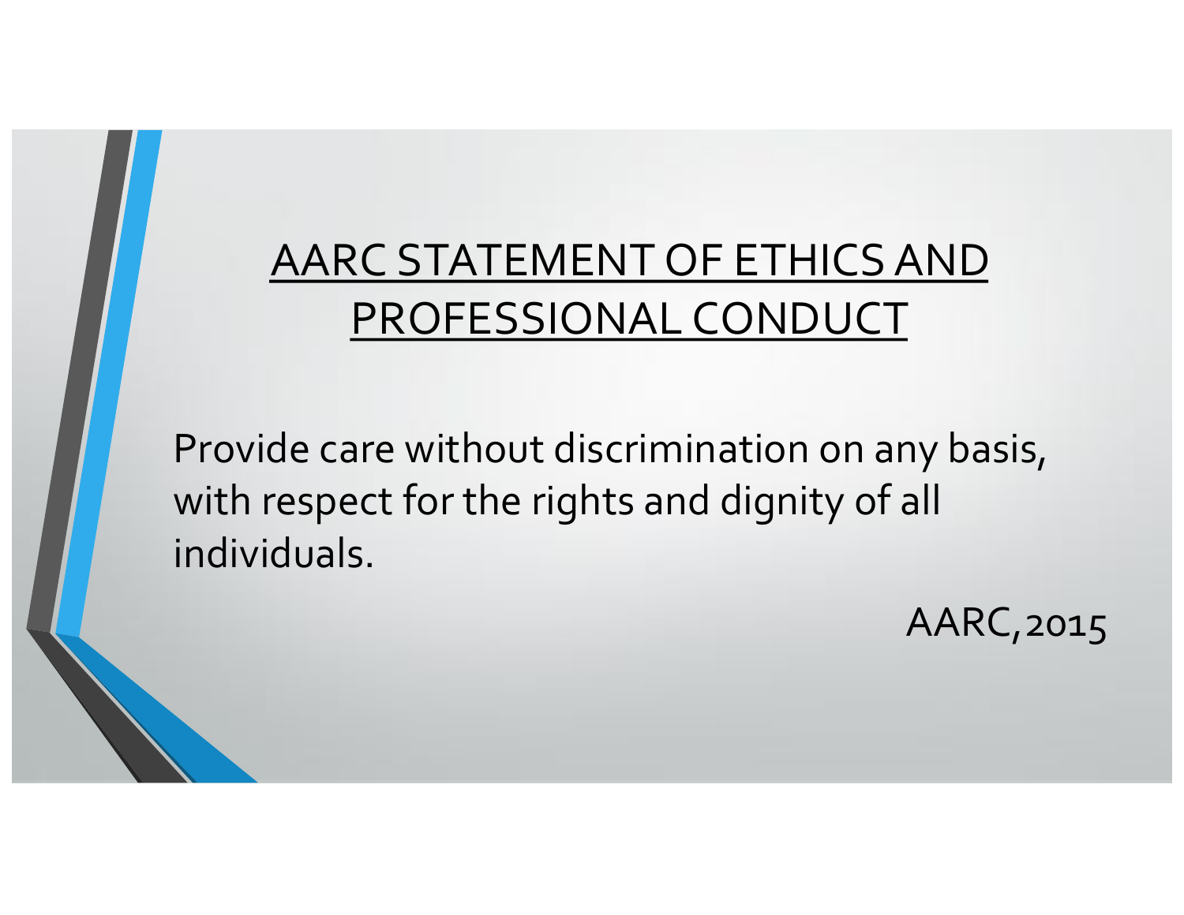# AARC STATEMENT OF ETHICS AND PROFESSIONAL CONDUCT

Provide care without discrimination on any basis, with respect for the rights and dignity of all individuals.

AARC, 2015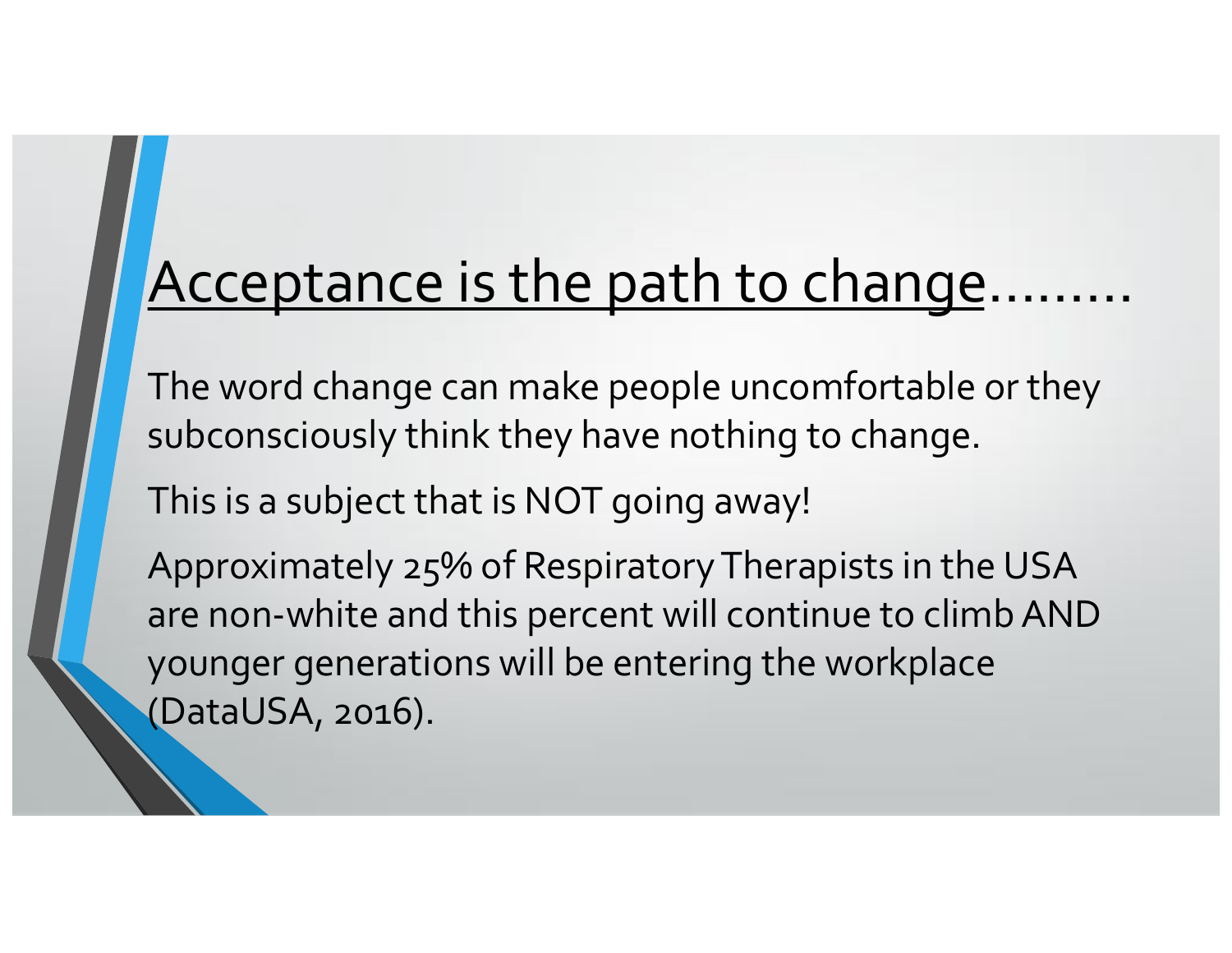# Acceptance is the path to change.........

The word change can make people uncomfortable or they subconsciously think they have nothing to change.

This is a subject that is NOT going away!

Approximately 25% of Respiratory Therapists in the USA are non-white and this percent will continue to climb AND younger generations will be entering the workplace (DataUSA, 2016).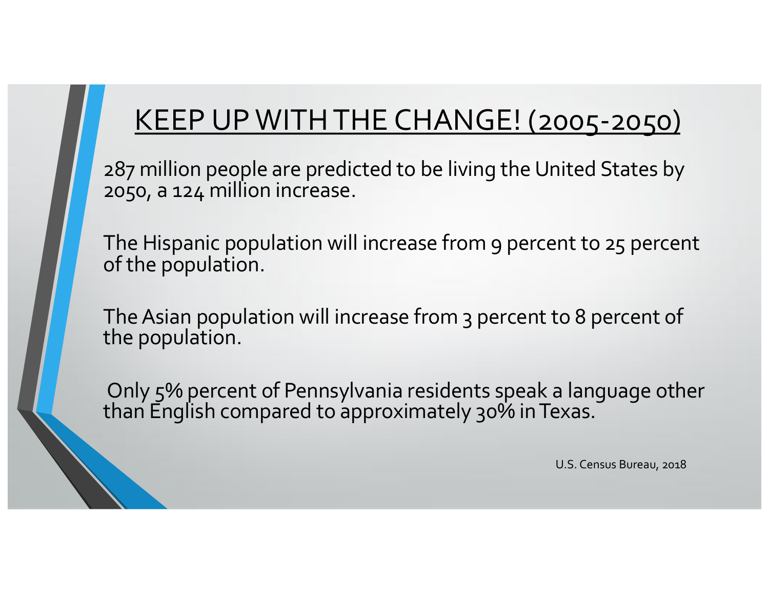# KEEP UP WITH THE CHANGE! (2005-2050)

287 million people are predicted to be living the United States by 2050, a 124 million increase.

The Hispanic population will increase from 9 percent to 25 percent of the population.

The Asian population will increase from 3 percent to 8 percent of the population.

Only 5% percent of Pennsylvania residents speak a language other than English compared to approximately 30% in Texas.

U.S. Census Bureau, 2018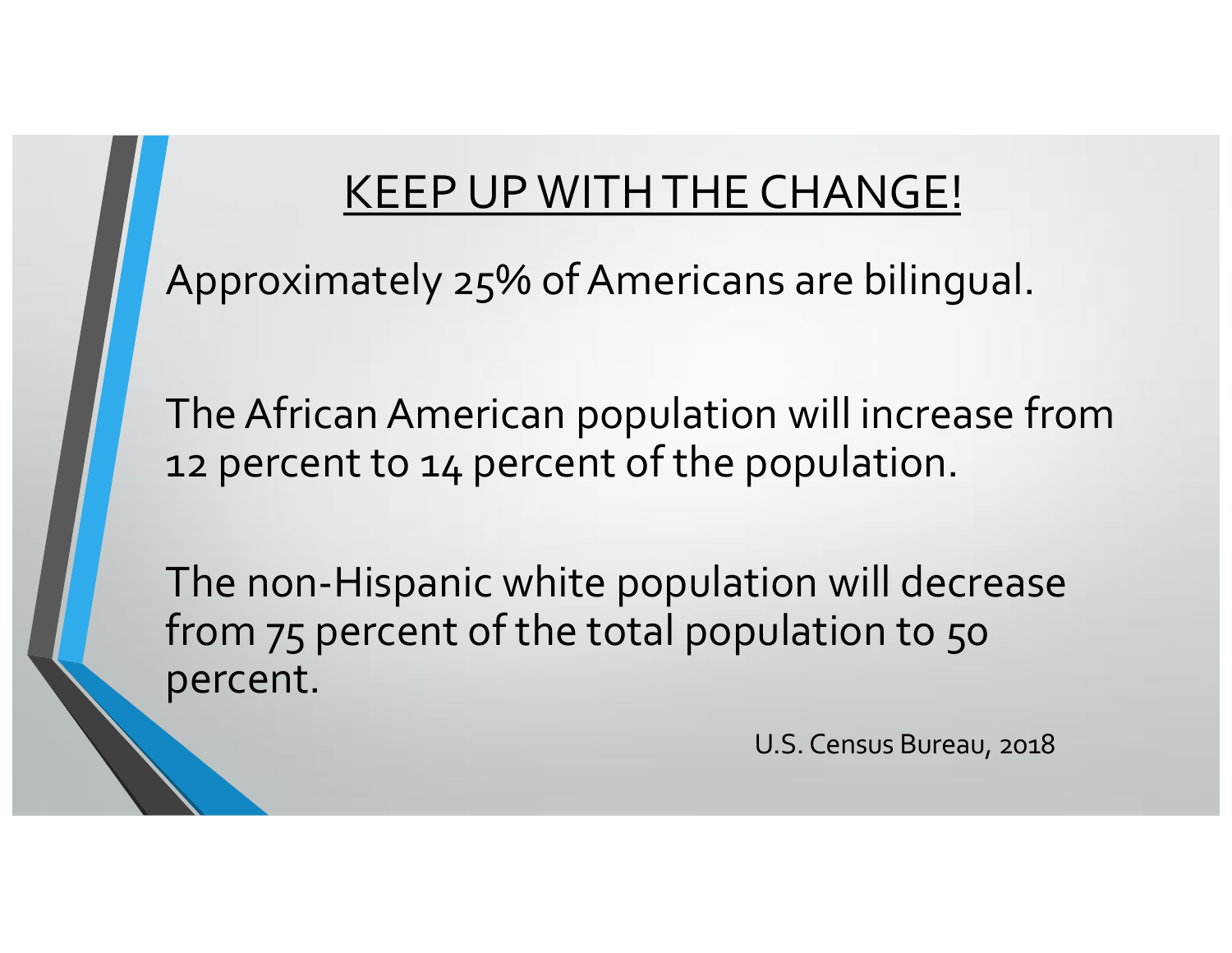# KEEP UP WITH THE CHANGE!

Approximately 25% of Americans are bilingual.

The African American population will increase from 12 percent to 14 percent of the population.

The non-Hispanic white population will decrease from 75 percent of the total population to 50 percent.

U.S. Census Bureau, 2018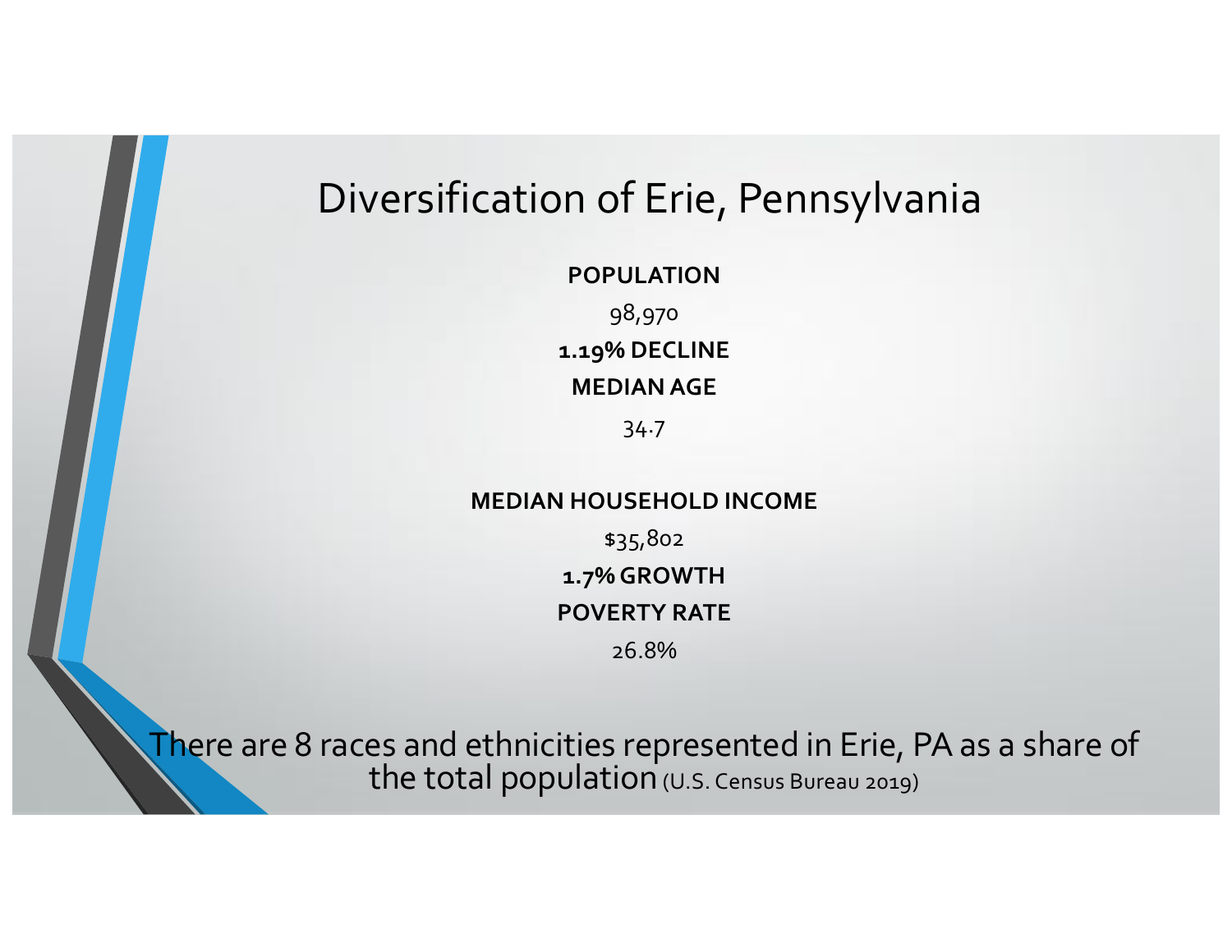# Diversification of Erie, Pennsylvania

**POPULATION**

98,970

**1.19% DECLINE**

**MEDIAN AGE**

34.7

**MEDIAN HOUSEHOLD INCOME**

$35,802

**1.7% GROWTH**

**POVERTY RATE**

26.8%

There are 8 races and ethnicities represented in Erie, PA as a share of the total population (U.S. Census Bureau 2019)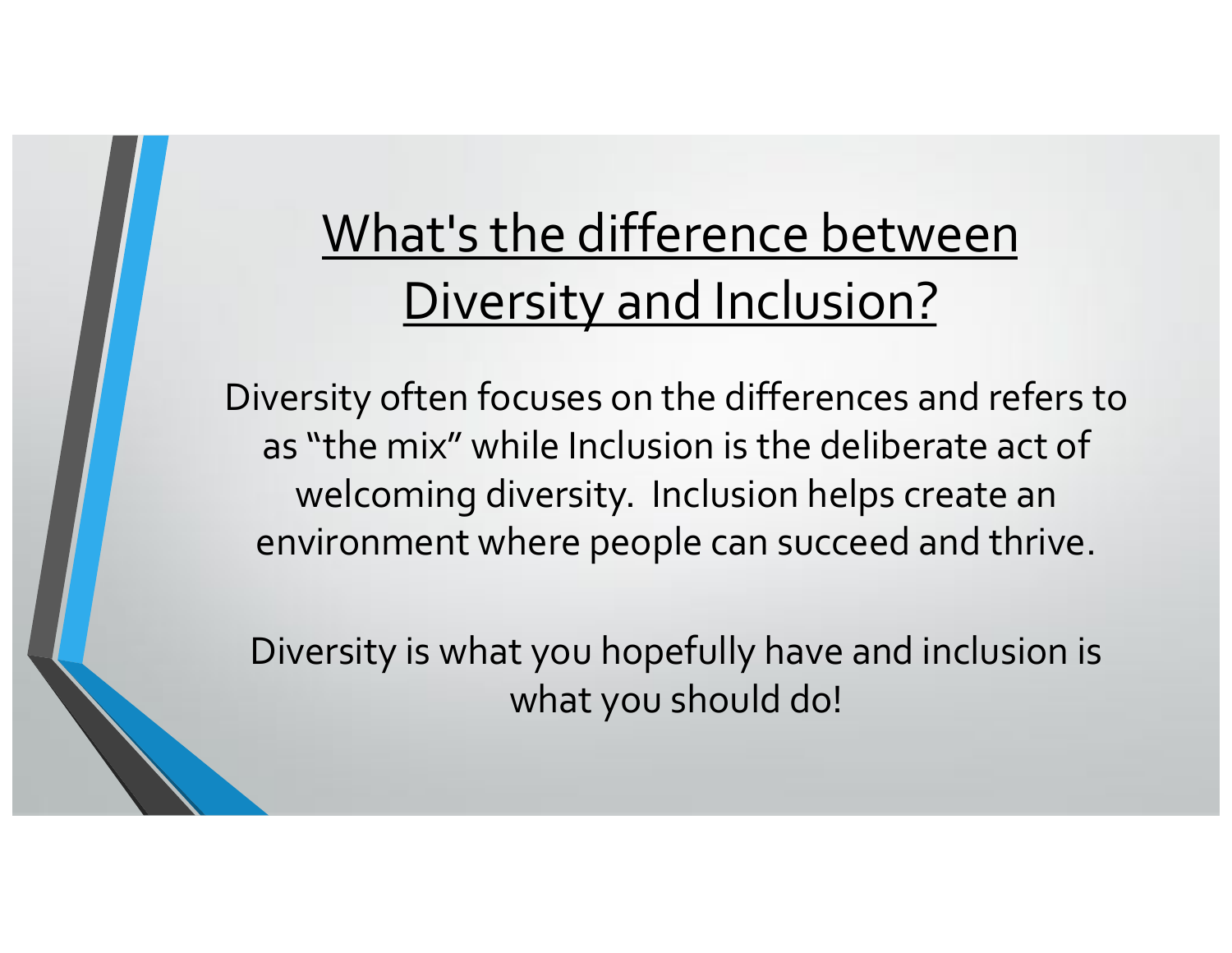# What's the difference between Diversity and Inclusion?

Diversity often focuses on the differences and refers to as "the mix" while Inclusion is the deliberate act of welcoming diversity. Inclusion helps create an environment where people can succeed and thrive.

Diversity is what you hopefully have and inclusion is what you should do!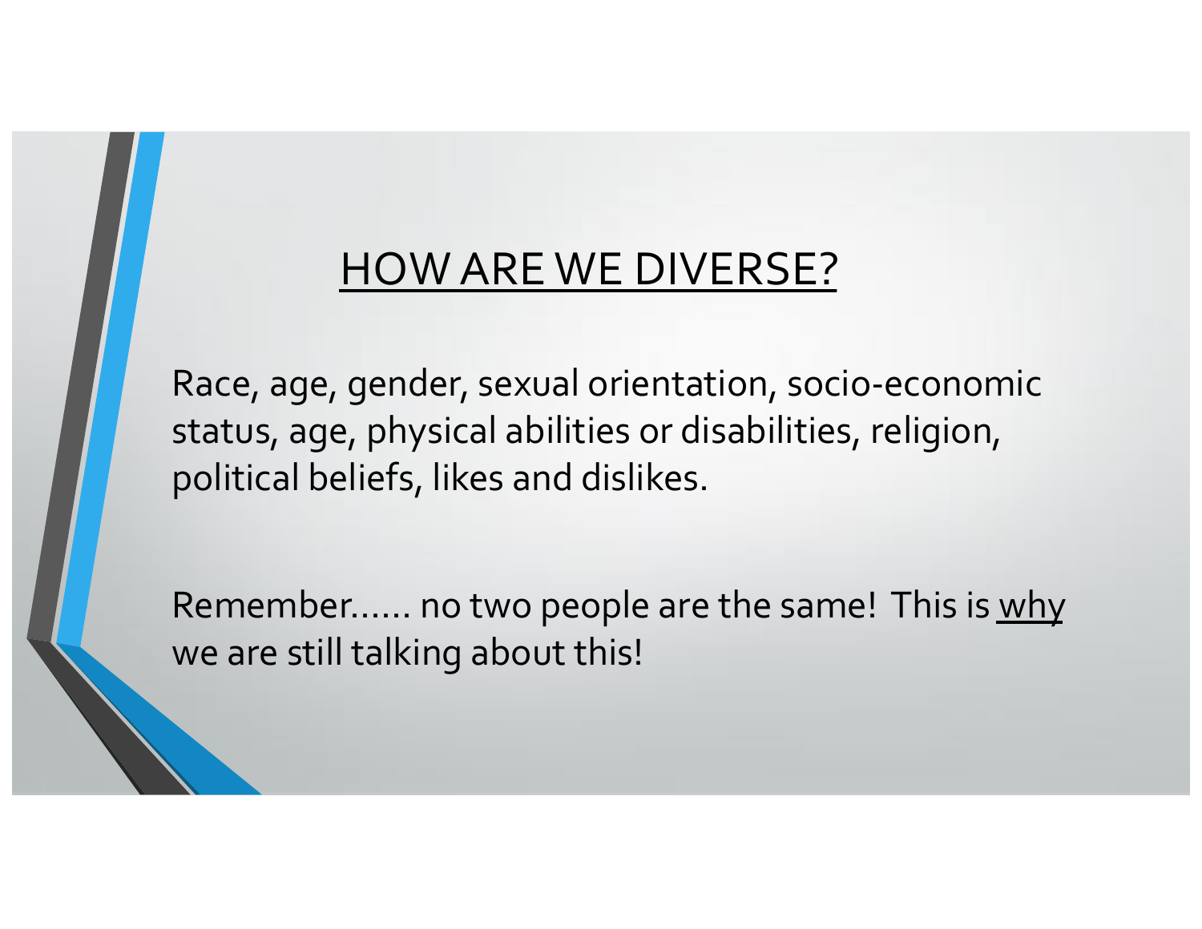# <u>HOW ARE WE DIVERSE?</u>

Race, age, gender, sexual orientation, socio-economic status, age, physical abilities or disabilities, religion, political beliefs, likes and dislikes.

Remember…… no two people are the same! This is <u>why</u> we are still talking about this!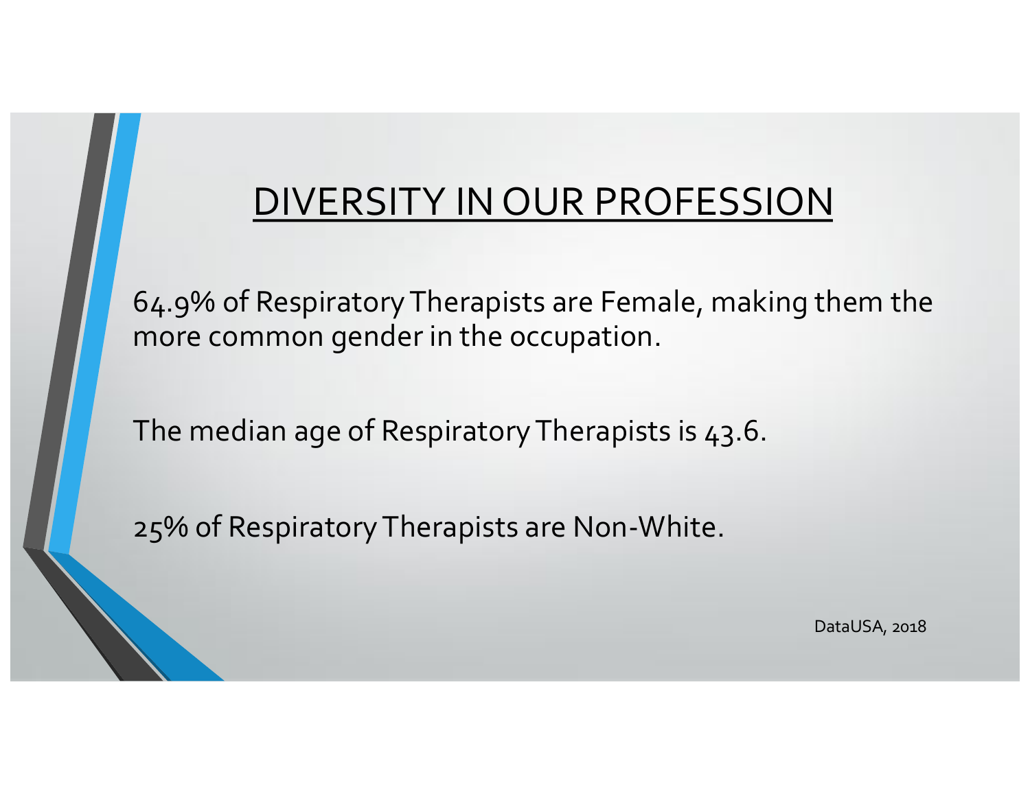# DIVERSITY IN OUR PROFESSION

64.9% of Respiratory Therapists are Female, making them the more common gender in the occupation.

The median age of Respiratory Therapists is 43.6.

25% of Respiratory Therapists are Non-White.

DataUSA, 2018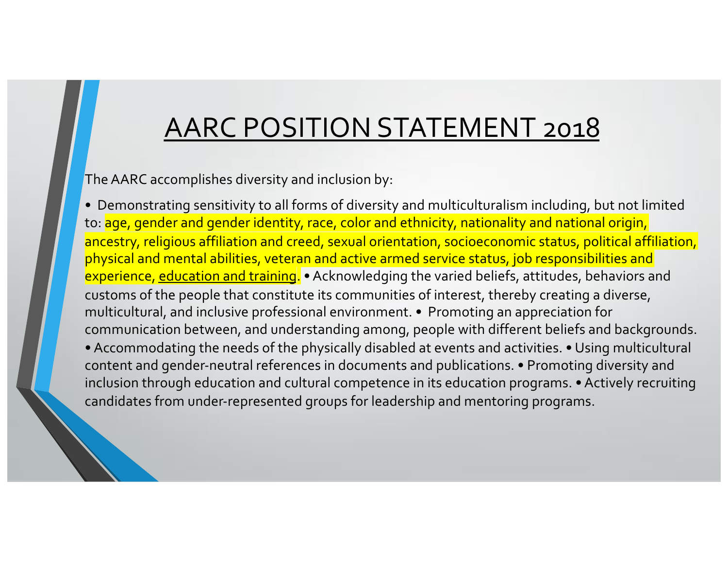# AARC POSITION STATEMENT 2018

The AARC accomplishes diversity and inclusion by:

• Demonstrating sensitivity to all forms of diversity and multiculturalism including, but not limited to: age, gender and gender identity, race, color and ethnicity, nationality and national origin, ancestry, religious affiliation and creed, sexual orientation, socioeconomic status, political affiliation, physical and mental abilities, veteran and active armed service status, job responsibilities and experience, education and training. • Acknowledging the varied beliefs, attitudes, behaviors and customs of the people that constitute its communities of interest, thereby creating a diverse, multicultural, and inclusive professional environment. • Promoting an appreciation for communication between, and understanding among, people with different beliefs and backgrounds. • Accommodating the needs of the physically disabled at events and activities. • Using multicultural content and gender-neutral references in documents and publications. • Promoting diversity and inclusion through education and cultural competence in its education programs. • Actively recruiting candidates from under-represented groups for leadership and mentoring programs.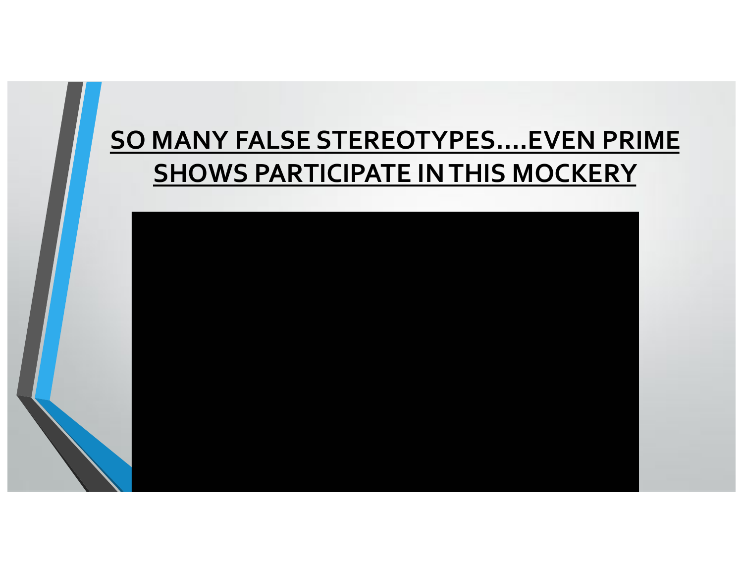# SO MANY FALSE STEREOTYPES....EVEN PRIME SHOWS PARTICIPATE IN THIS MOCKERY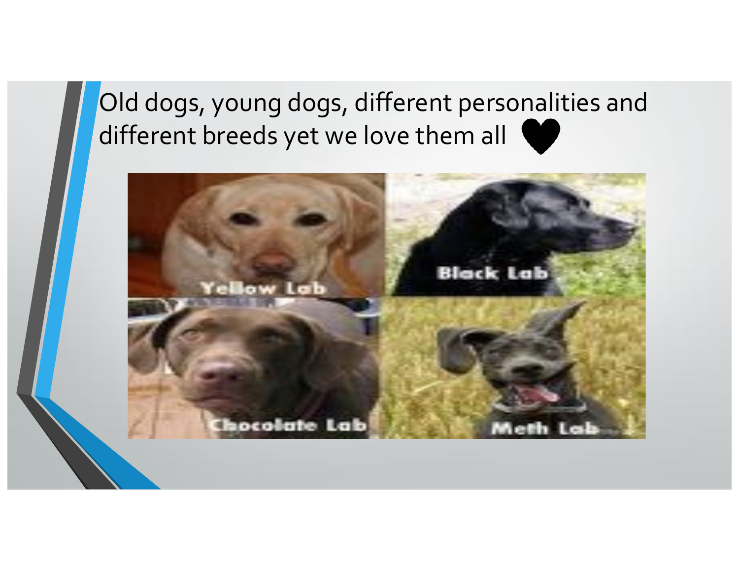Old dogs, young dogs, different personalities and different breeds yet we love them all ♥

Yellow Lab

Black Lab

Chocolate Lab

Meth Lab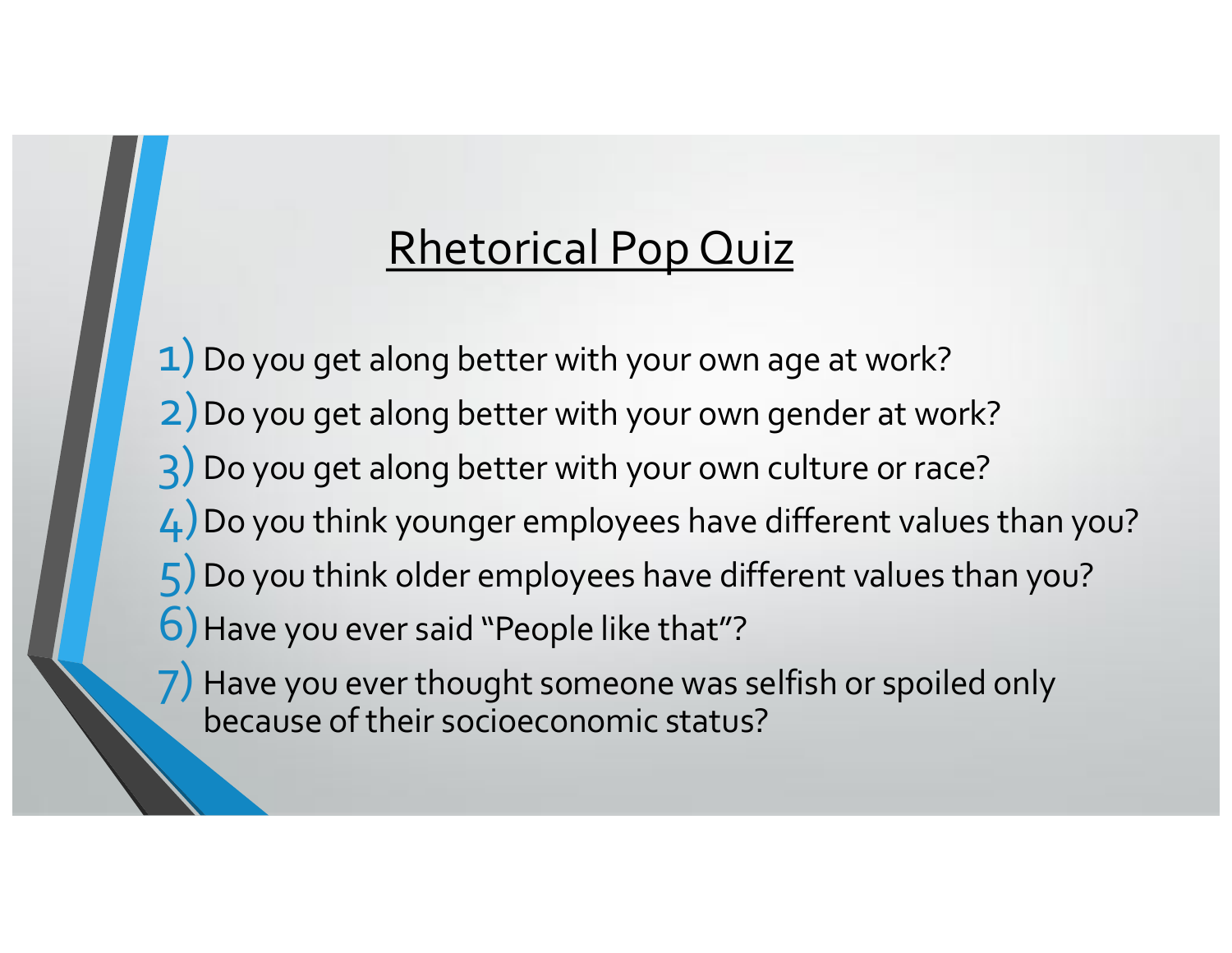# Rhetorical Pop Quiz

1) Do you get along better with your own age at work?
2) Do you get along better with your own gender at work?
3) Do you get along better with your own culture or race?
4) Do you think younger employees have different values than you?
5) Do you think older employees have different values than you?
6) Have you ever said "People like that"?
7) Have you ever thought someone was selfish or spoiled only because of their socioeconomic status?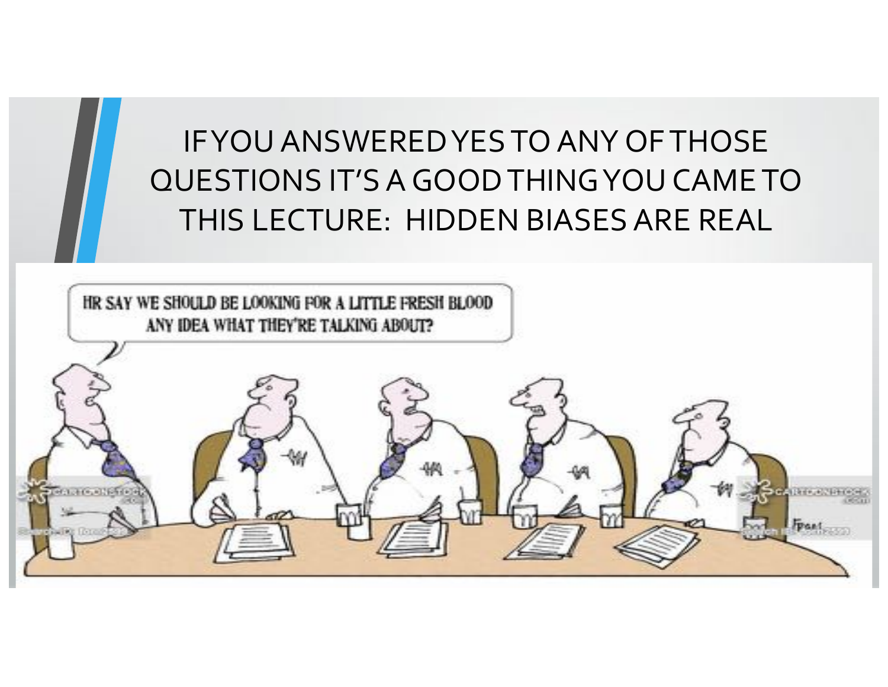# IF YOU ANSWERED YES TO ANY OF THOSE QUESTIONS IT'S A GOOD THING YOU CAME TO THIS LECTURE: HIDDEN BIASES ARE REAL

HR SAY WE SHOULD BE LOOKING FOR A LITTLE FRESH BLOOD ANY IDEA WHAT THEY'RE TALKING ABOUT?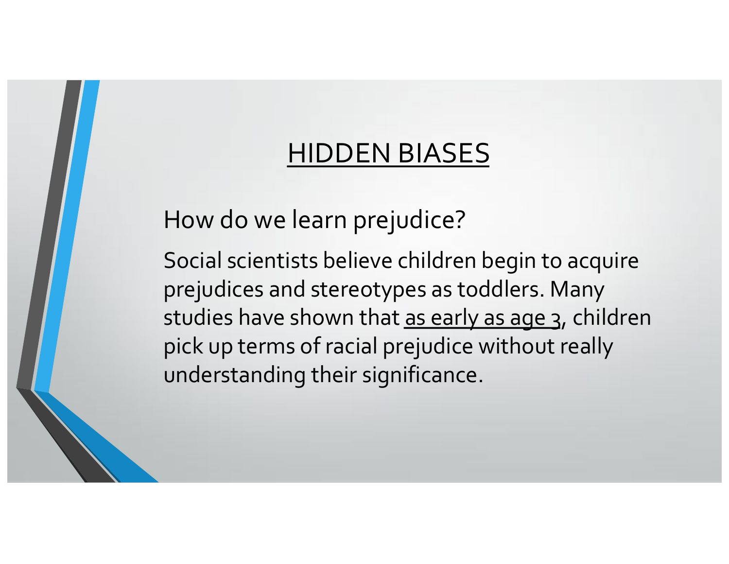# HIDDEN BIASES

How do we learn prejudice?

Social scientists believe children begin to acquire prejudices and stereotypes as toddlers. Many studies have shown that <u>as early as age 3</u>, children pick up terms of racial prejudice without really understanding their significance.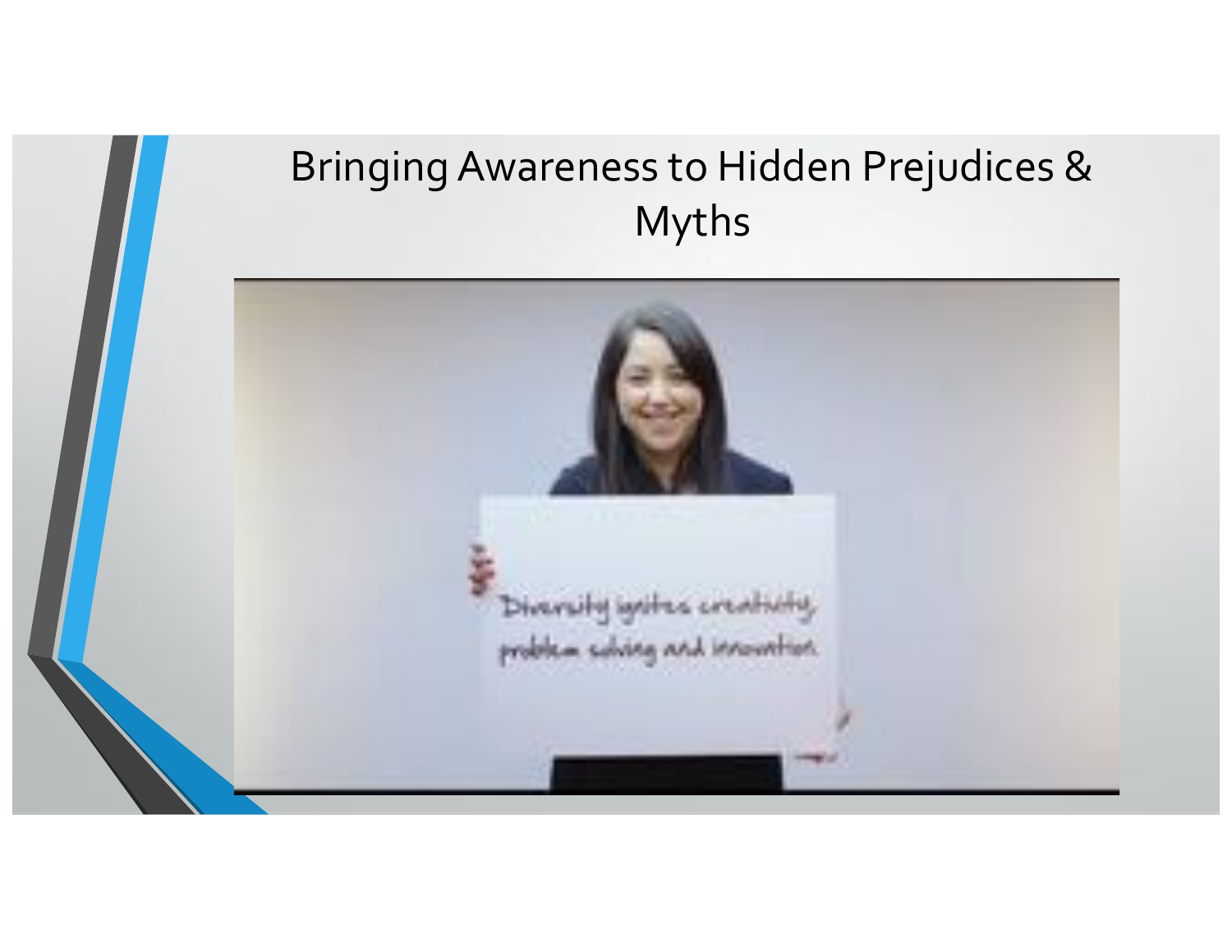# Bringing Awareness to Hidden Prejudices & Myths

Diversity ignites creativity, problem solving and innovation.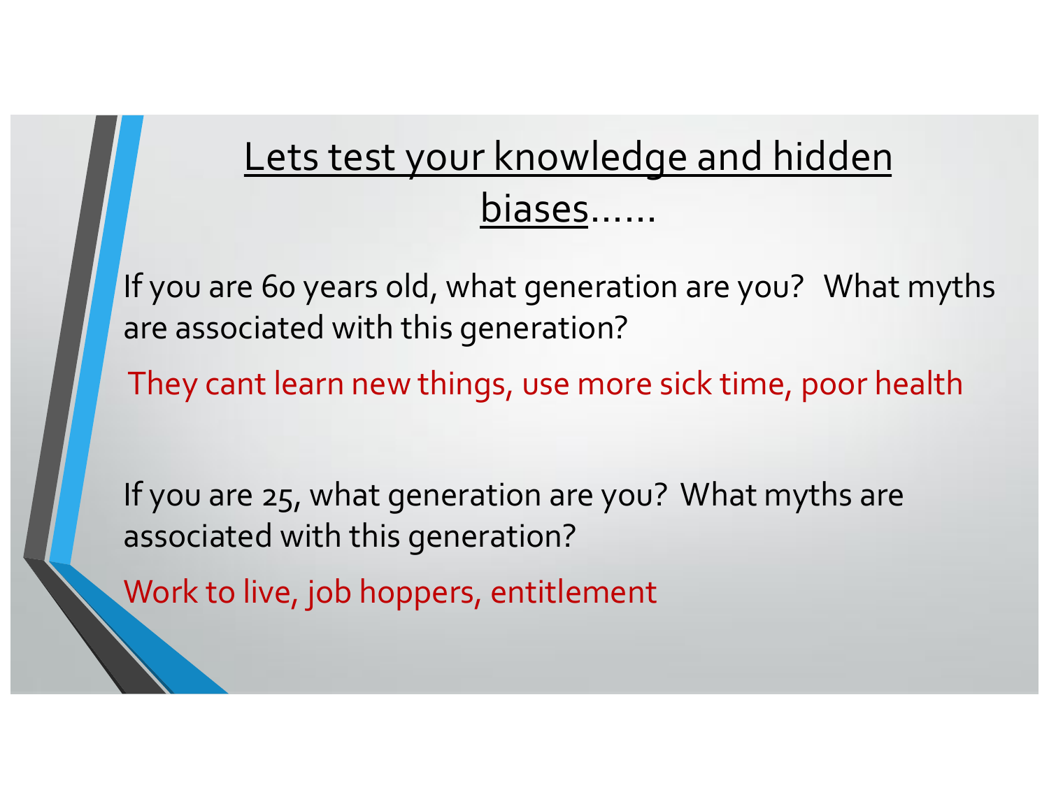# Lets test your knowledge and hidden biases……

If you are 60 years old, what generation are you? What myths are associated with this generation?

They cant learn new things, use more sick time, poor health

If you are 25, what generation are you? What myths are associated with this generation?

Work to live, job hoppers, entitlement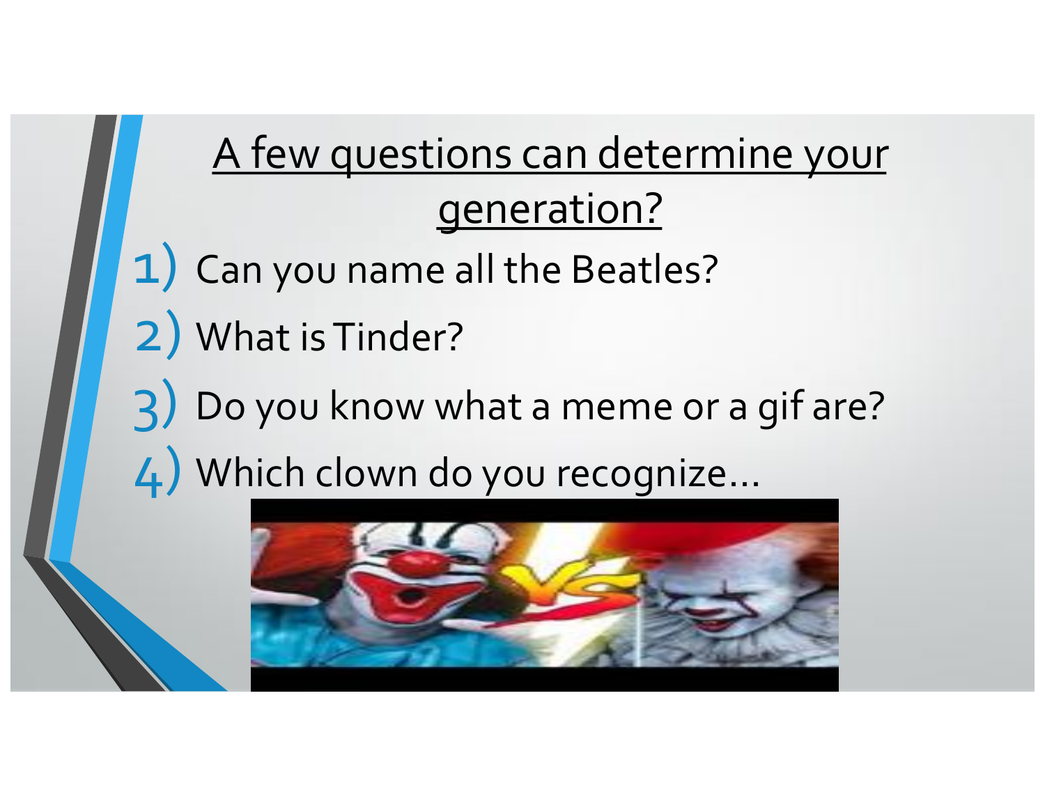# A few questions can determine your generation?

1) Can you name all the Beatles?
2) What is Tinder?
3) Do you know what a meme or a gif are?
4) Which clown do you recognize…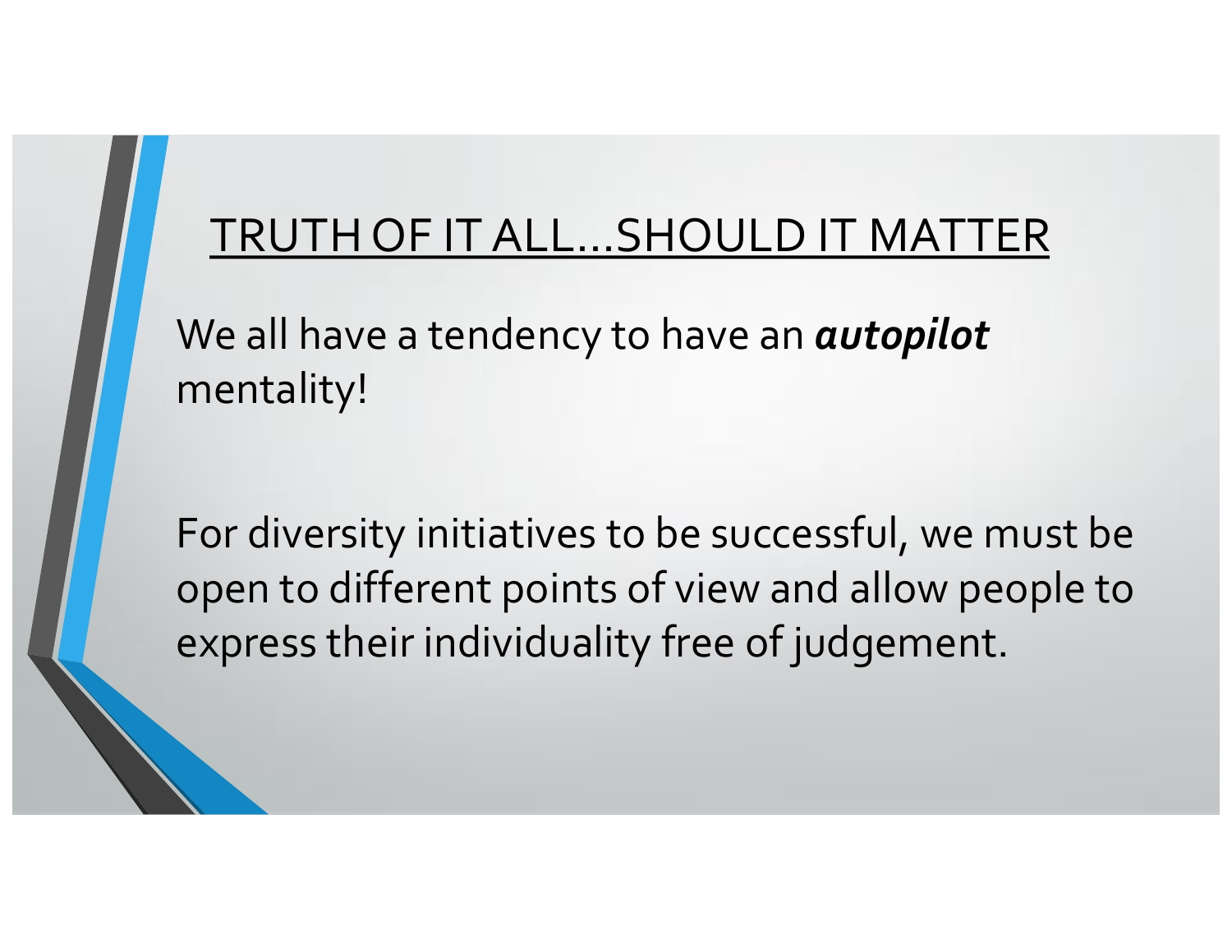# TRUTH OF IT ALL…SHOULD IT MATTER

We all have a tendency to have an ***autopilot*** mentality!

For diversity initiatives to be successful, we must be open to different points of view and allow people to express their individuality free of judgement.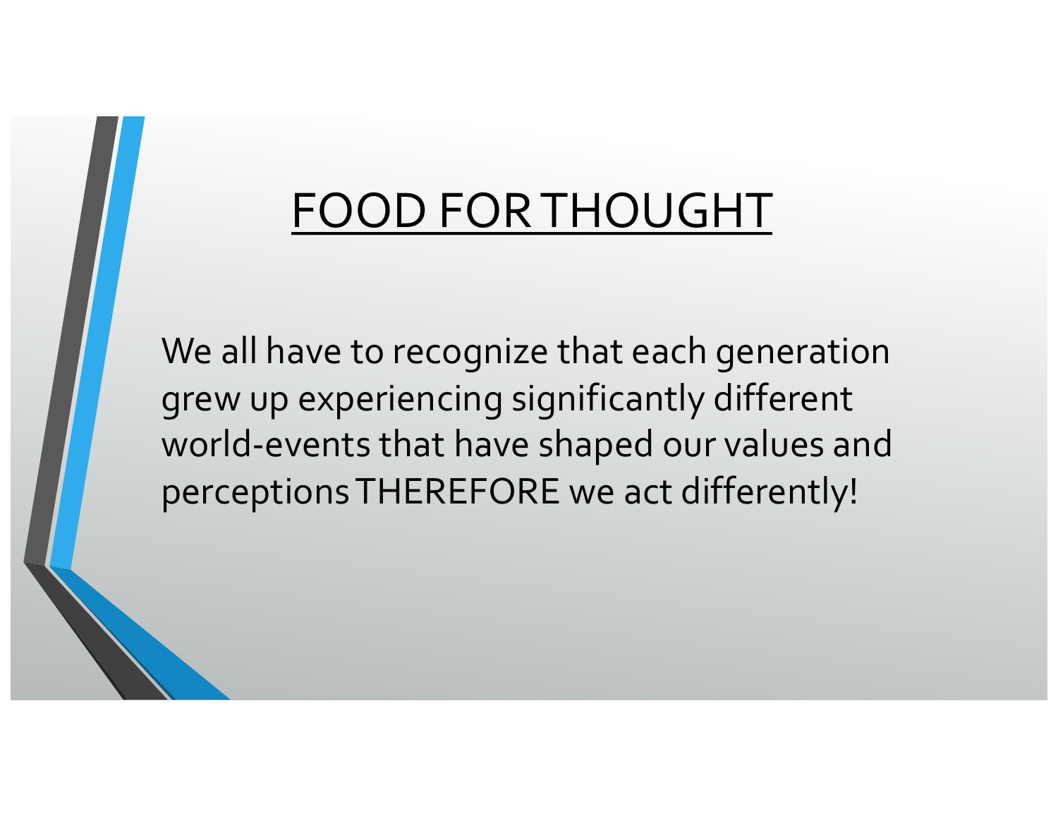# FOOD FOR THOUGHT

We all have to recognize that each generation grew up experiencing significantly different world-events that have shaped our values and perceptions THEREFORE we act differently!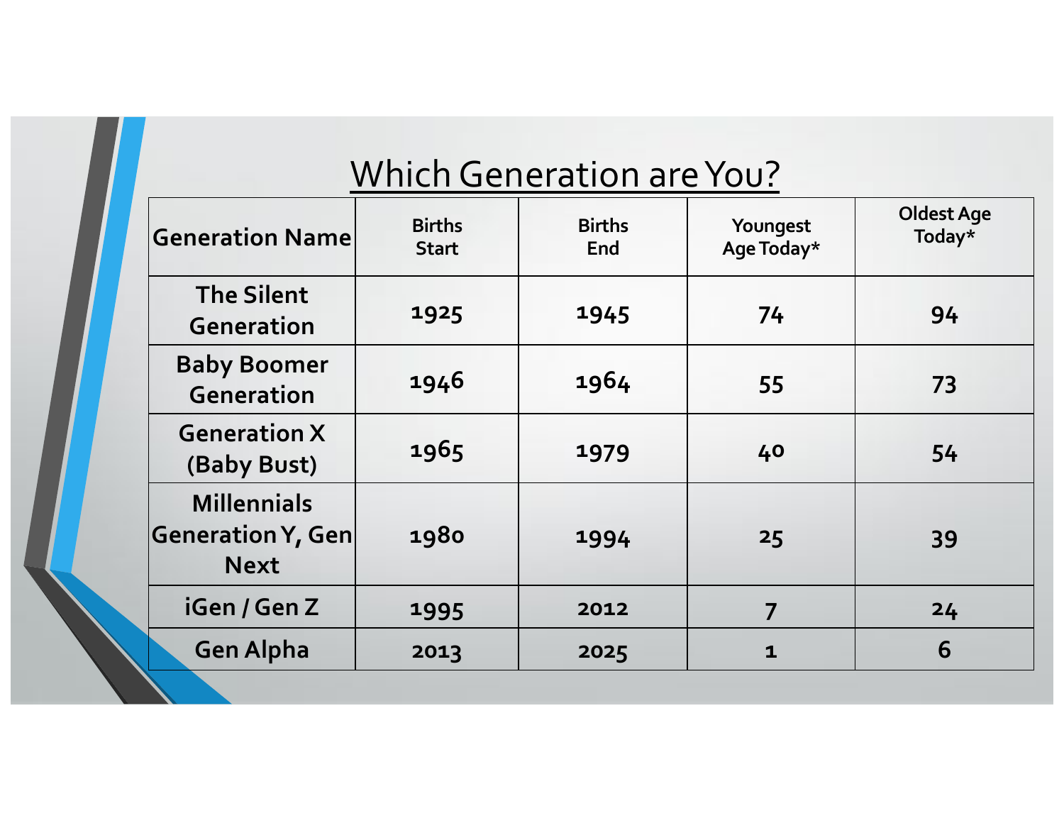# Which Generation are You?

| Generation Name | Births Start | Births End | Youngest Age Today* | Oldest Age Today* |
|---|---|---|---|---|
| The Silent Generation | 1925 | 1945 | 74 | 94 |
| Baby Boomer Generation | 1946 | 1964 | 55 | 73 |
| Generation X (Baby Bust) | 1965 | 1979 | 40 | 54 |
| Millennials Generation Y, Gen Next | 1980 | 1994 | 25 | 39 |
| iGen / Gen Z | 1995 | 2012 | 7 | 24 |
| Gen Alpha | 2013 | 2025 | 1 | 6 |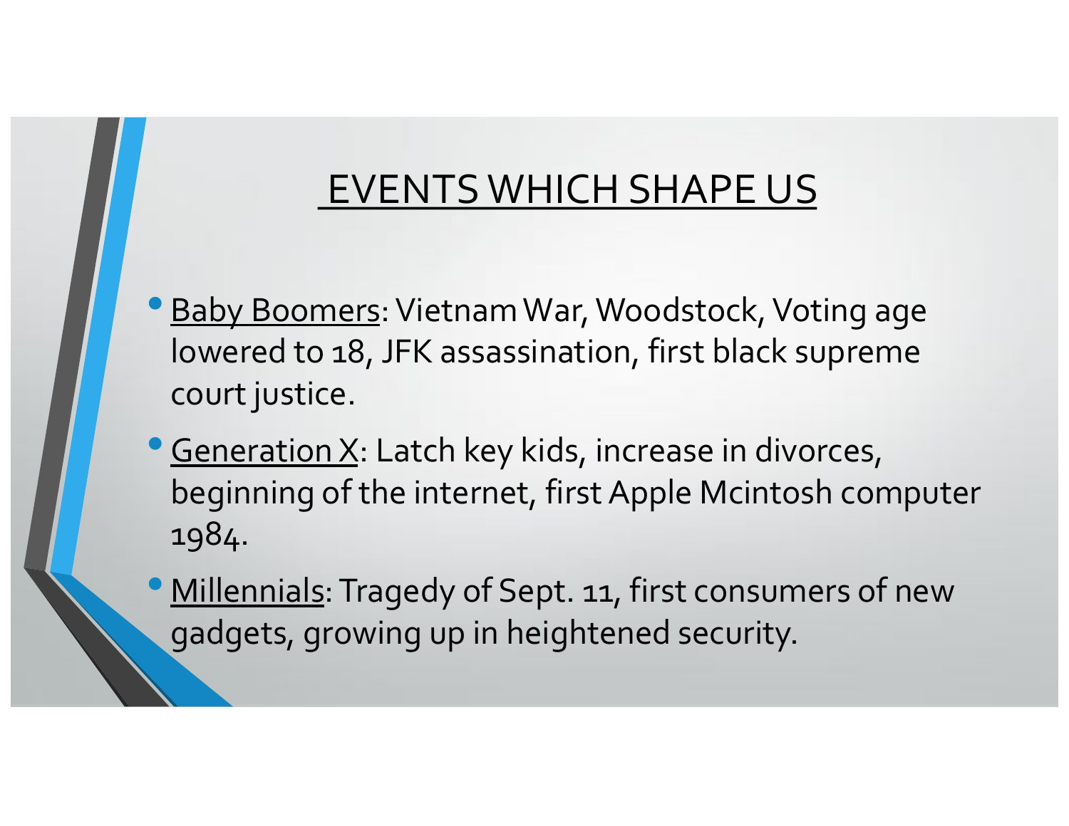# EVENTS WHICH SHAPE US

- Baby Boomers: Vietnam War, Woodstock, Voting age lowered to 18, JFK assassination, first black supreme court justice.
- Generation X: Latch key kids, increase in divorces, beginning of the internet, first Apple Mcintosh computer 1984.
- Millennials: Tragedy of Sept. 11, first consumers of new gadgets, growing up in heightened security.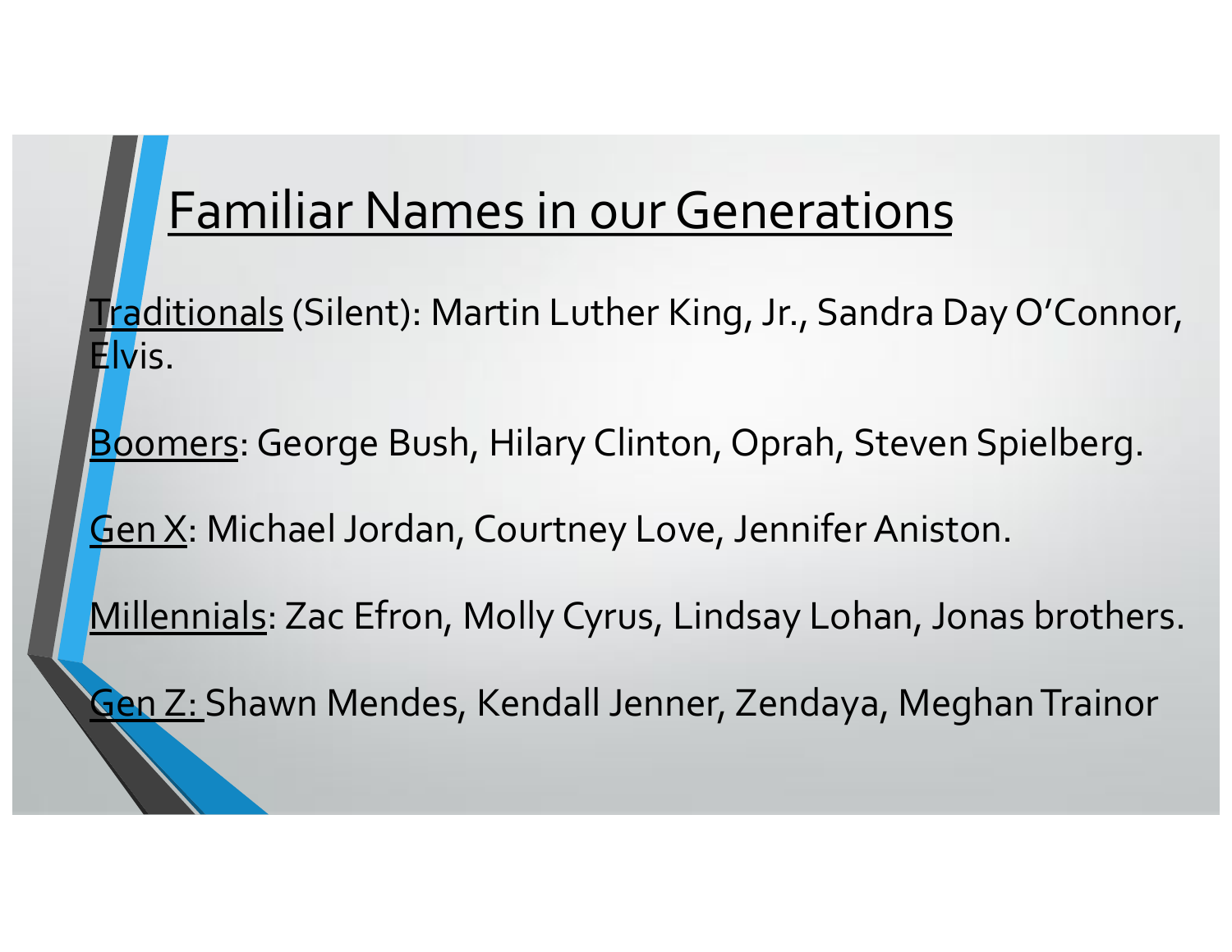# Familiar Names in our Generations

Traditionals (Silent): Martin Luther King, Jr., Sandra Day O'Connor, Elvis.

Boomers: George Bush, Hilary Clinton, Oprah, Steven Spielberg.

Gen X: Michael Jordan, Courtney Love, Jennifer Aniston.

Millennials: Zac Efron, Molly Cyrus, Lindsay Lohan, Jonas brothers.

Gen Z: Shawn Mendes, Kendall Jenner, Zendaya, Meghan Trainor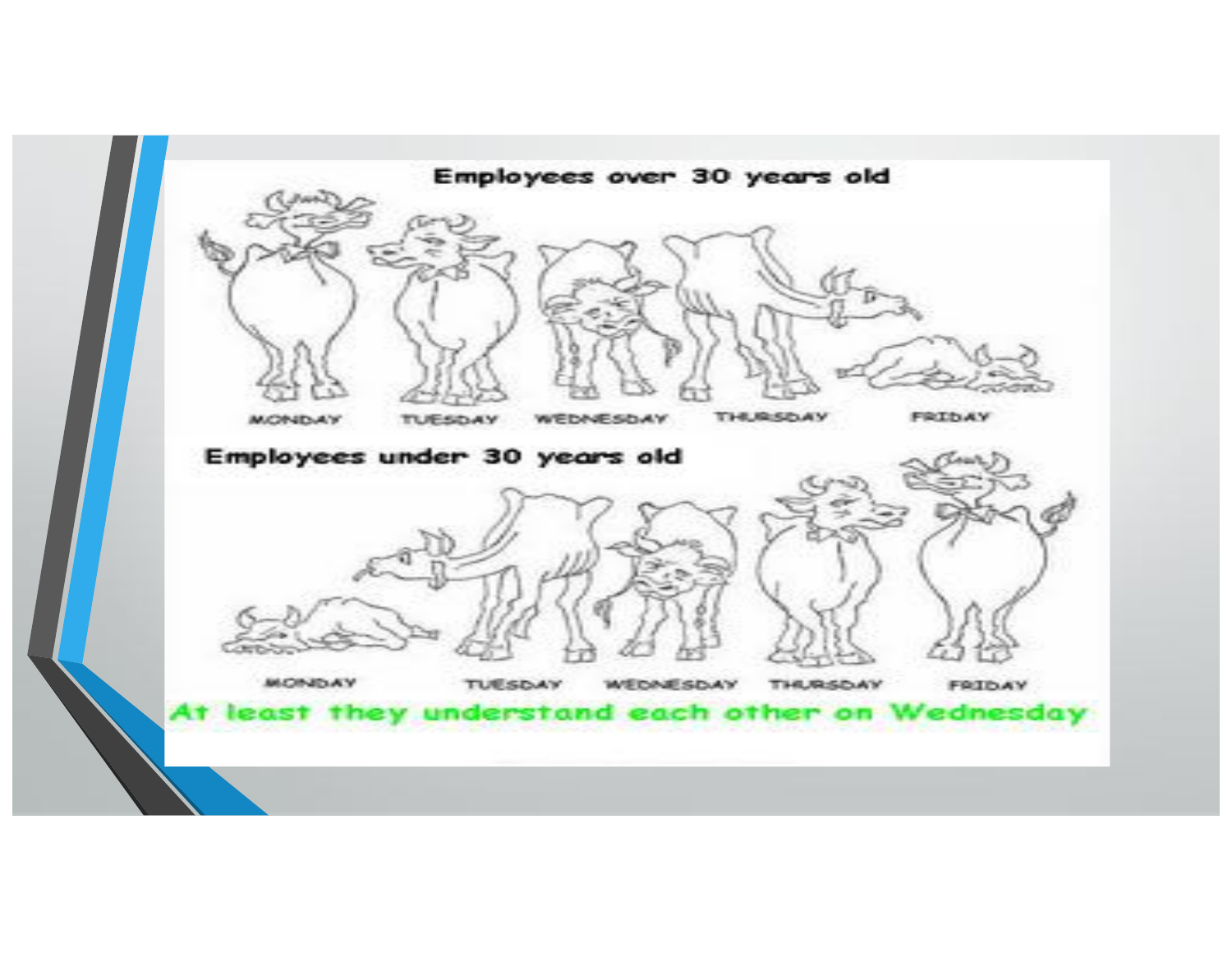Employees over 30 years old

MONDAY TUESDAY WEDNESDAY THURSDAY FRIDAY

Employees under 30 years old

MONDAY TUESDAY WEDNESDAY THURSDAY FRIDAY

At least they understand each other on Wednesday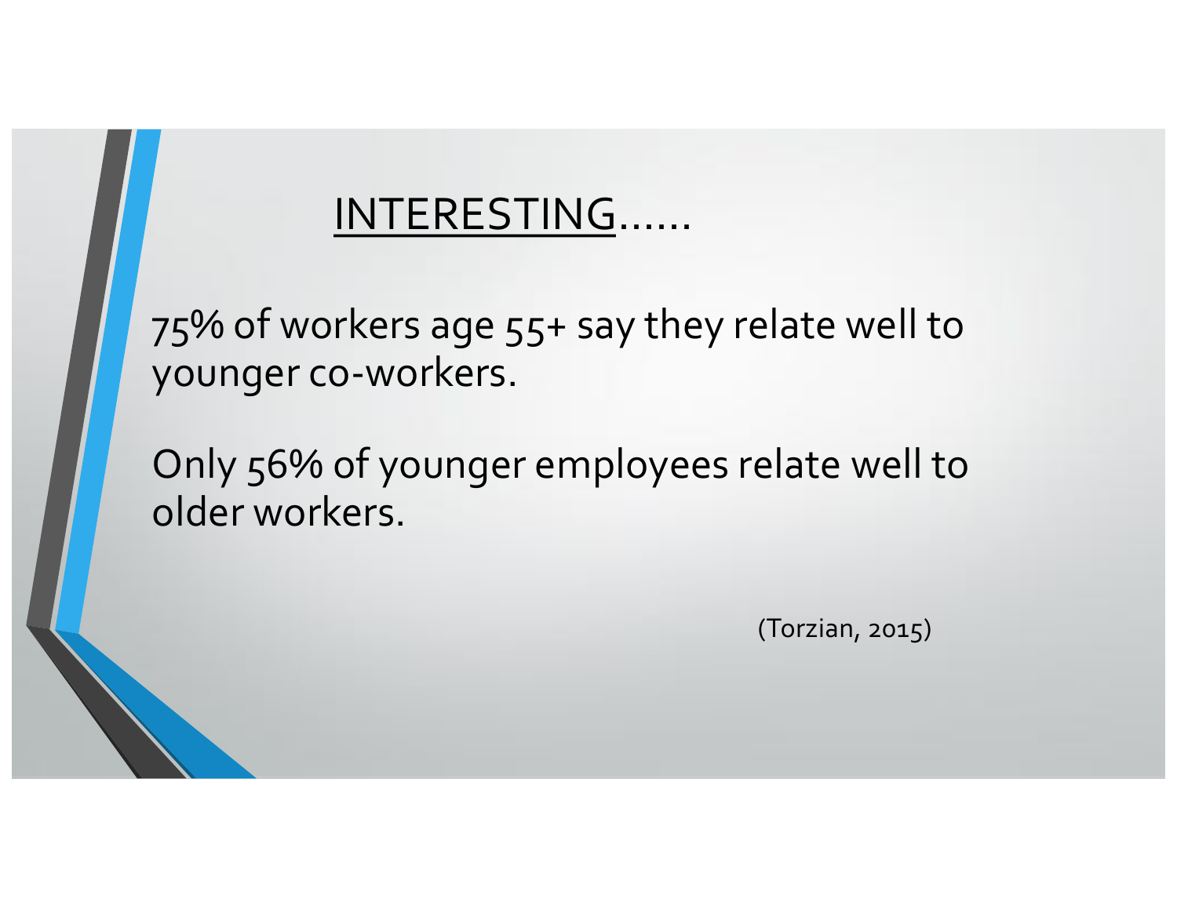# INTERESTING……

75% of workers age 55+ say they relate well to younger co-workers.

Only 56% of younger employees relate well to older workers.

(Torzian, 2015)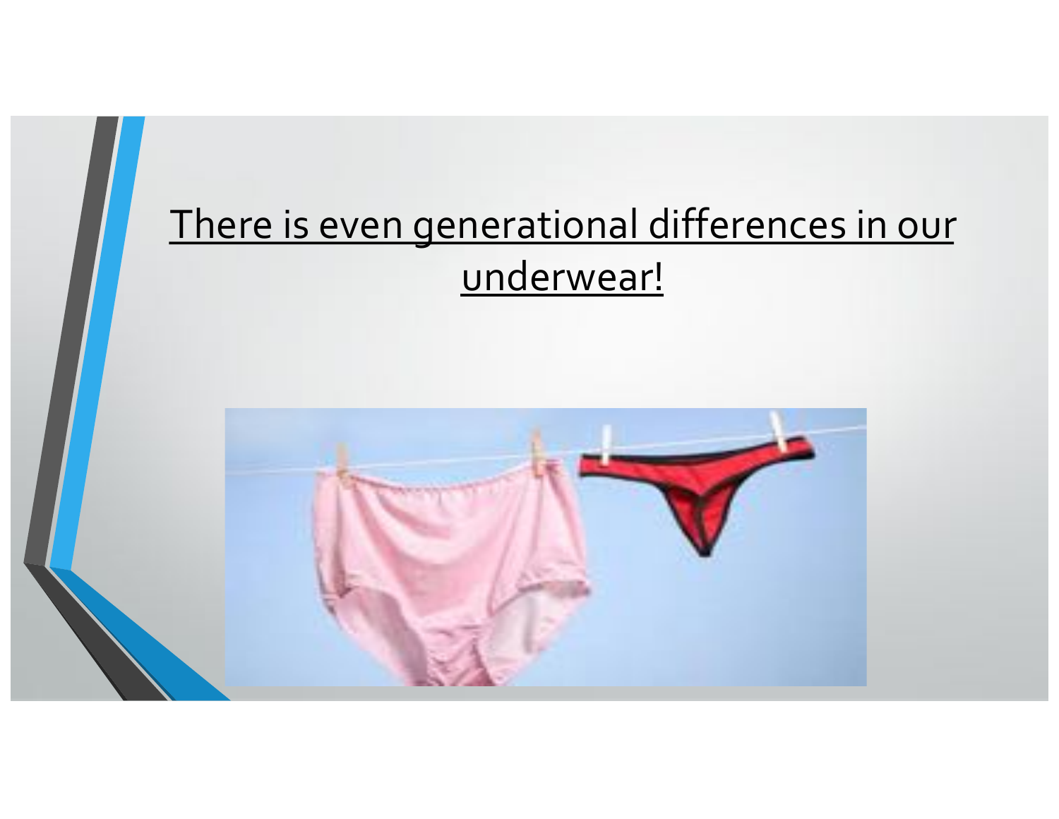There is even generational differences in our underwear!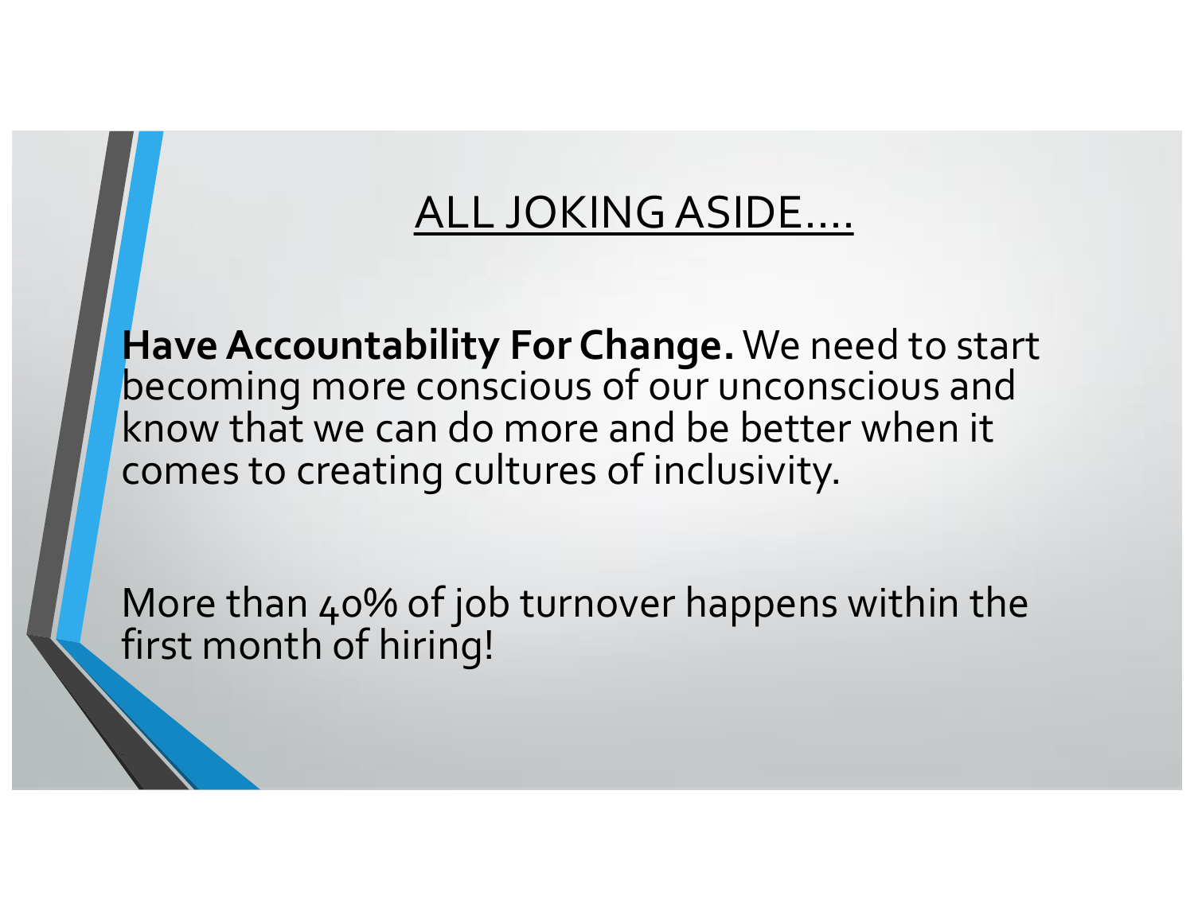# ALL JOKING ASIDE….

**Have Accountability For Change.** We need to start becoming more conscious of our unconscious and know that we can do more and be better when it comes to creating cultures of inclusivity.

More than 40% of job turnover happens within the first month of hiring!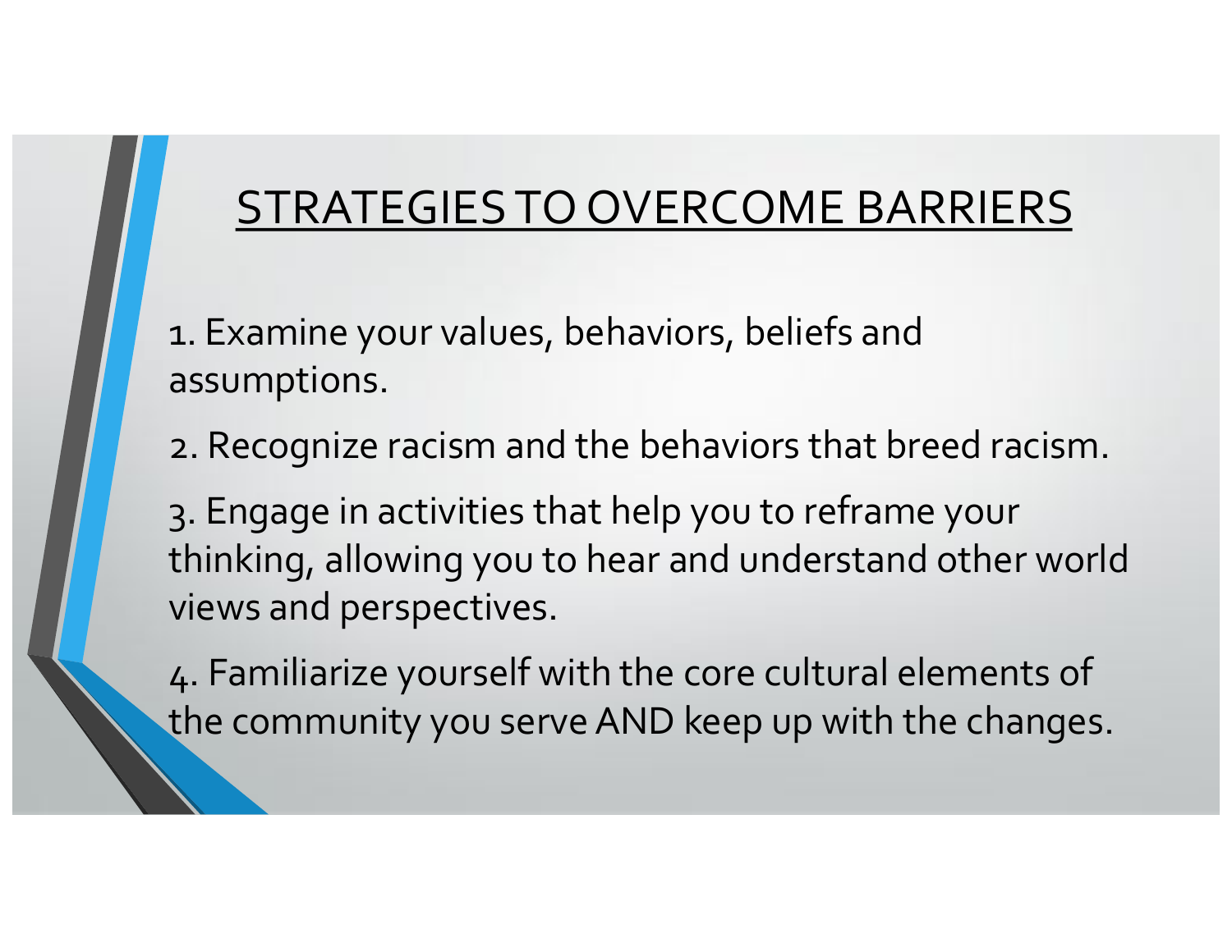# STRATEGIES TO OVERCOME BARRIERS

1. Examine your values, behaviors, beliefs and assumptions.

2. Recognize racism and the behaviors that breed racism.

3. Engage in activities that help you to reframe your thinking, allowing you to hear and understand other world views and perspectives.

4. Familiarize yourself with the core cultural elements of the community you serve AND keep up with the changes.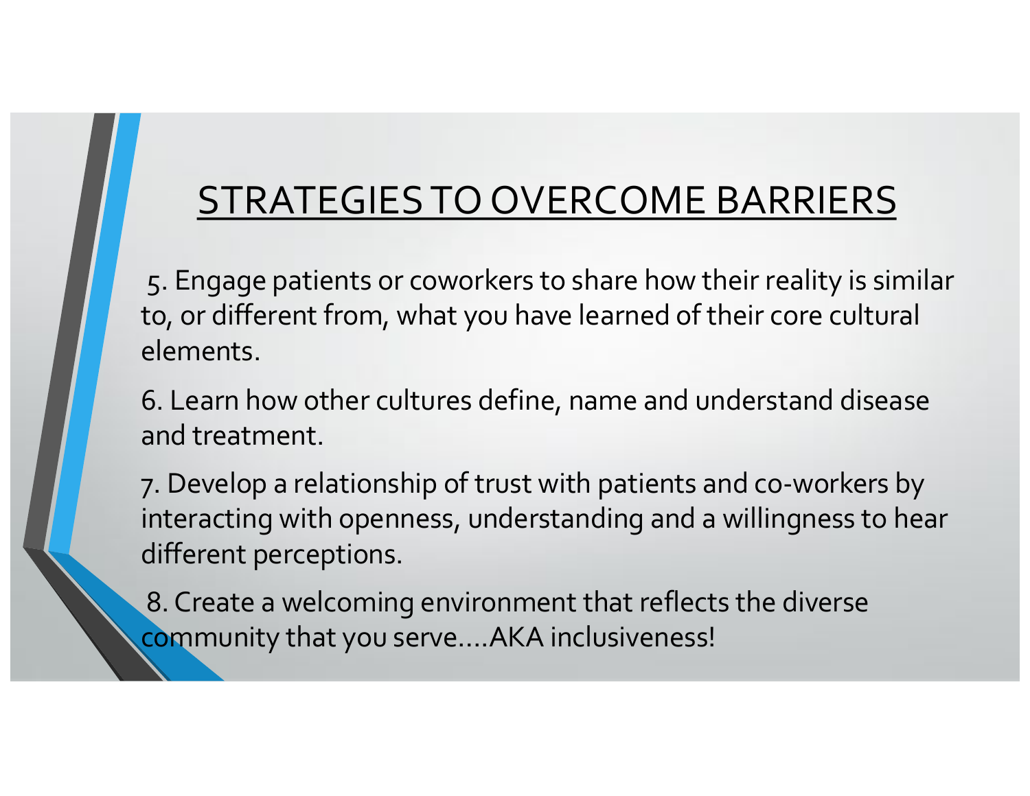# STRATEGIES TO OVERCOME BARRIERS

5. Engage patients or coworkers to share how their reality is similar to, or different from, what you have learned of their core cultural elements.

6. Learn how other cultures define, name and understand disease and treatment.

7. Develop a relationship of trust with patients and co-workers by interacting with openness, understanding and a willingness to hear different perceptions.

8. Create a welcoming environment that reflects the diverse community that you serve….AKA inclusiveness!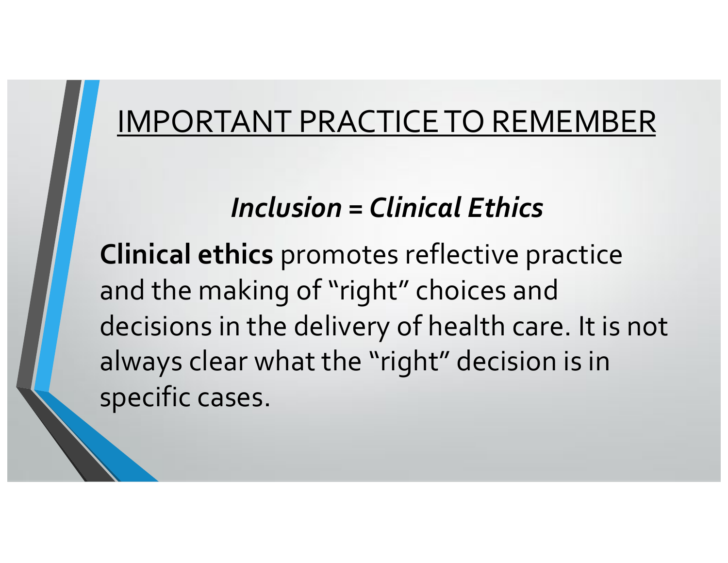# IMPORTANT PRACTICE TO REMEMBER

***Inclusion = Clinical Ethics***

**Clinical ethics** promotes reflective practice and the making of "right" choices and decisions in the delivery of health care. It is not always clear what the "right" decision is in specific cases.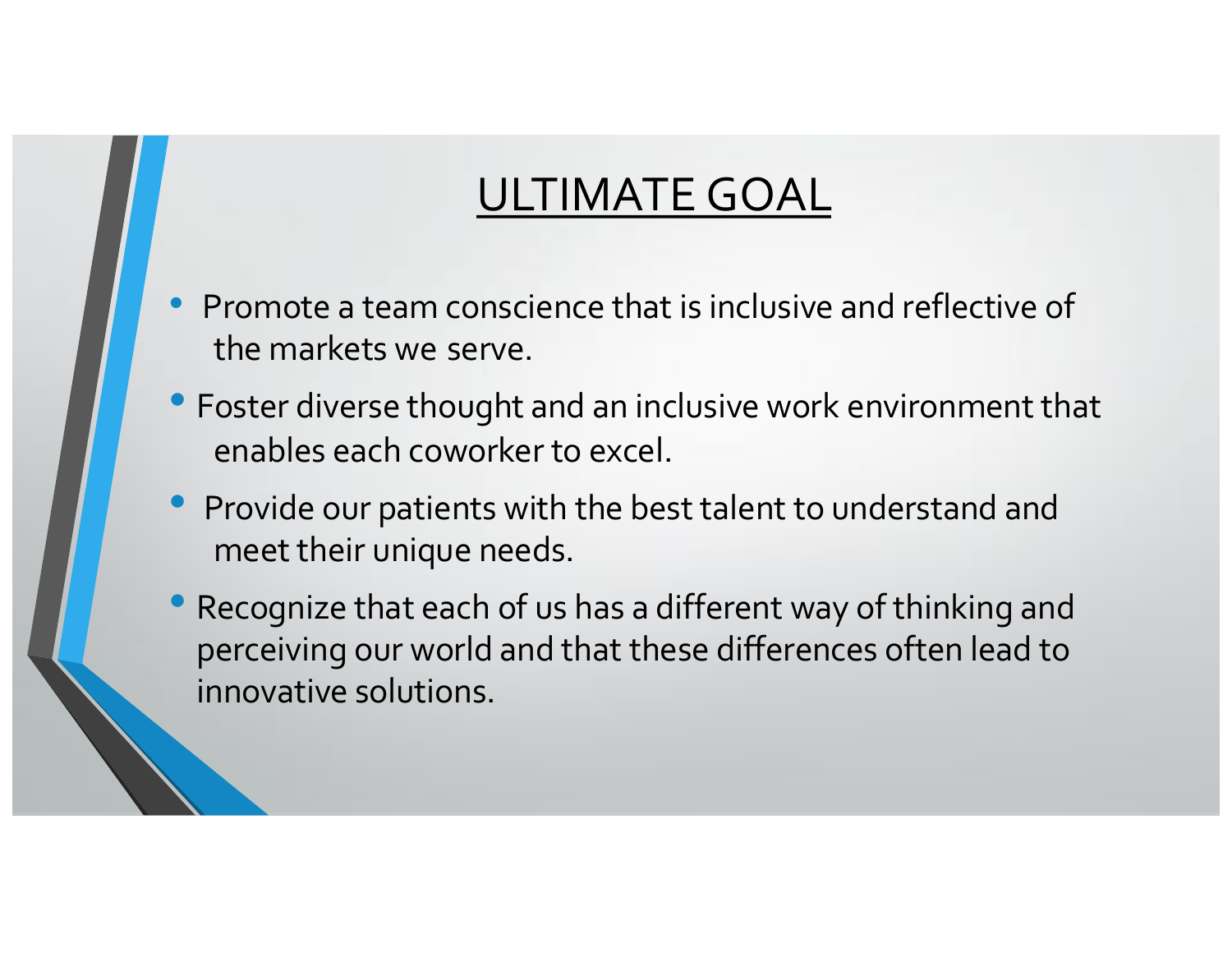# ULTIMATE GOAL

- Promote a team conscience that is inclusive and reflective of the markets we serve.
- Foster diverse thought and an inclusive work environment that enables each coworker to excel.
- Provide our patients with the best talent to understand and meet their unique needs.
- Recognize that each of us has a different way of thinking and perceiving our world and that these differences often lead to innovative solutions.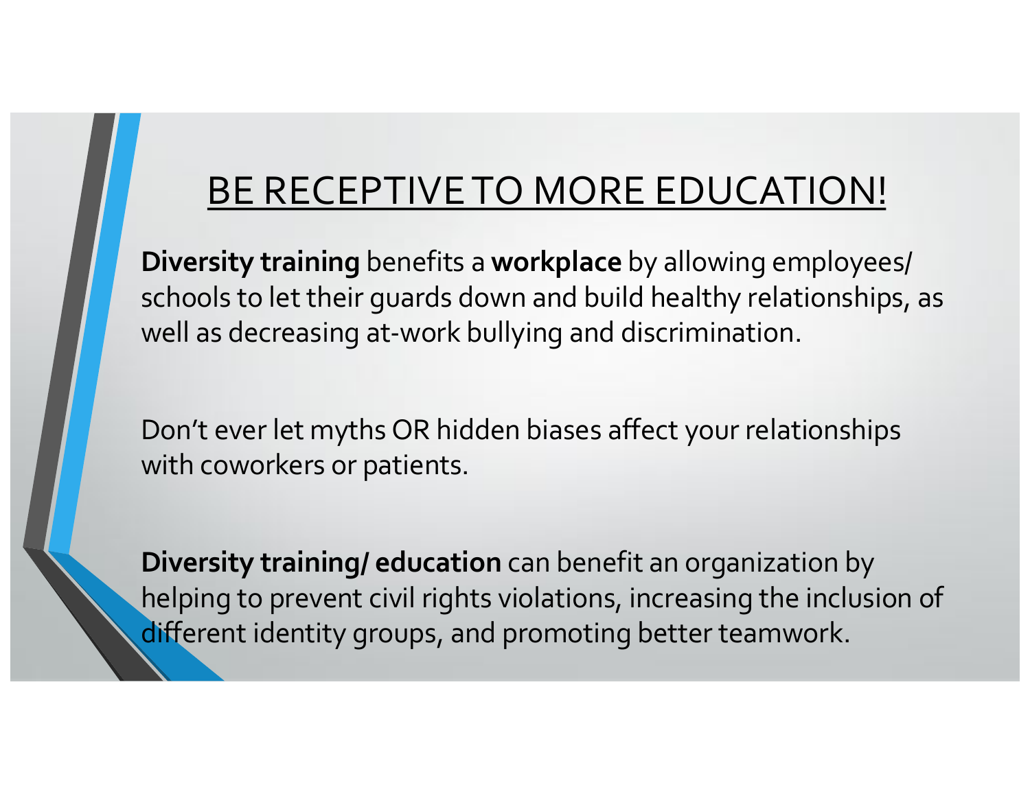# BE RECEPTIVE TO MORE EDUCATION!

**Diversity training** benefits a **workplace** by allowing employees/ schools to let their guards down and build healthy relationships, as well as decreasing at-work bullying and discrimination.

Don't ever let myths OR hidden biases affect your relationships with coworkers or patients.

**Diversity training/ education** can benefit an organization by helping to prevent civil rights violations, increasing the inclusion of different identity groups, and promoting better teamwork.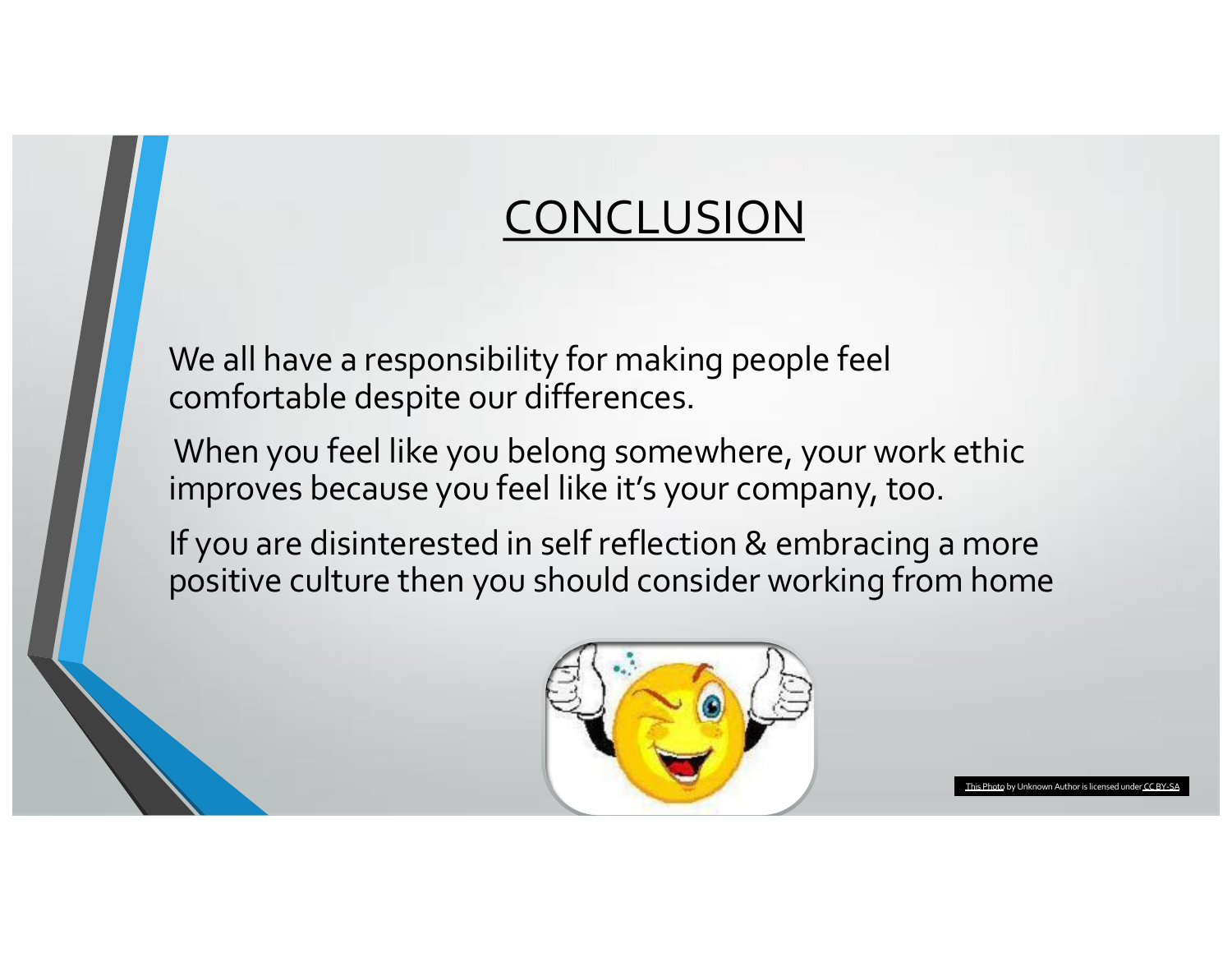# CONCLUSION

We all have a responsibility for making people feel comfortable despite our differences.

When you feel like you belong somewhere, your work ethic improves because you feel like it's your company, too.

If you are disinterested in self reflection & embracing a more positive culture then you should consider working from home

This Photo by Unknown Author is licensed under CC BY-SA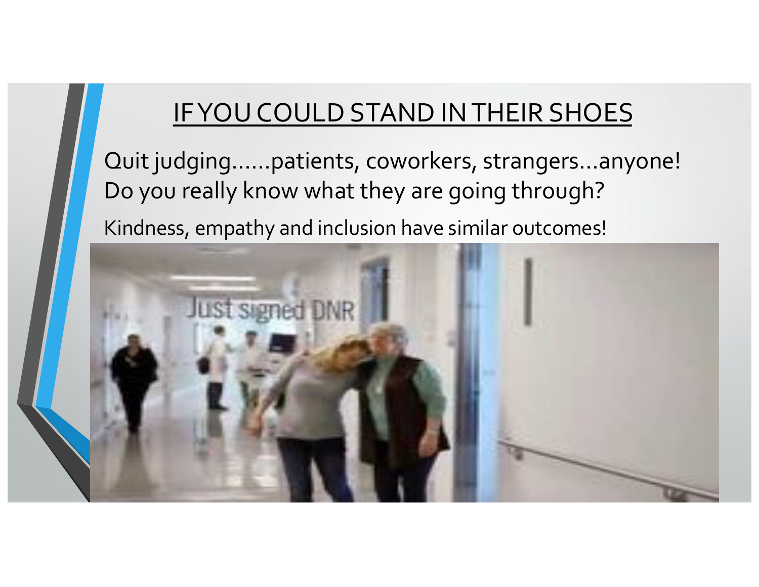## IF YOU COULD STAND IN THEIR SHOES

Quit judging……patients, coworkers, strangers…anyone!
Do you really know what they are going through?

Kindness, empathy and inclusion have similar outcomes!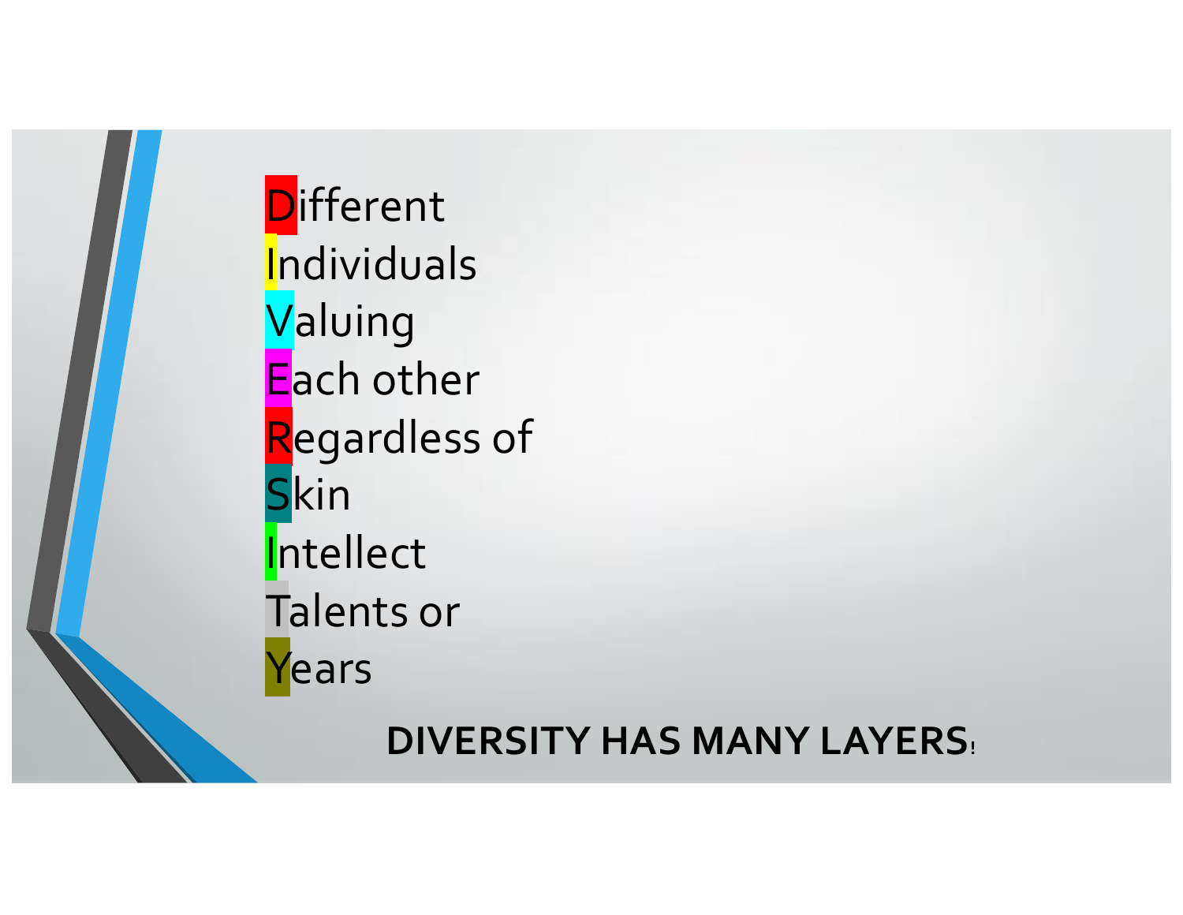**D**ifferent
**I**ndividuals
**V**aluing
**E**ach other
**R**egardless of
**S**kin
**I**ntellect
**T**alents or
**Y**ears

**DIVERSITY HAS MANY LAYERS!**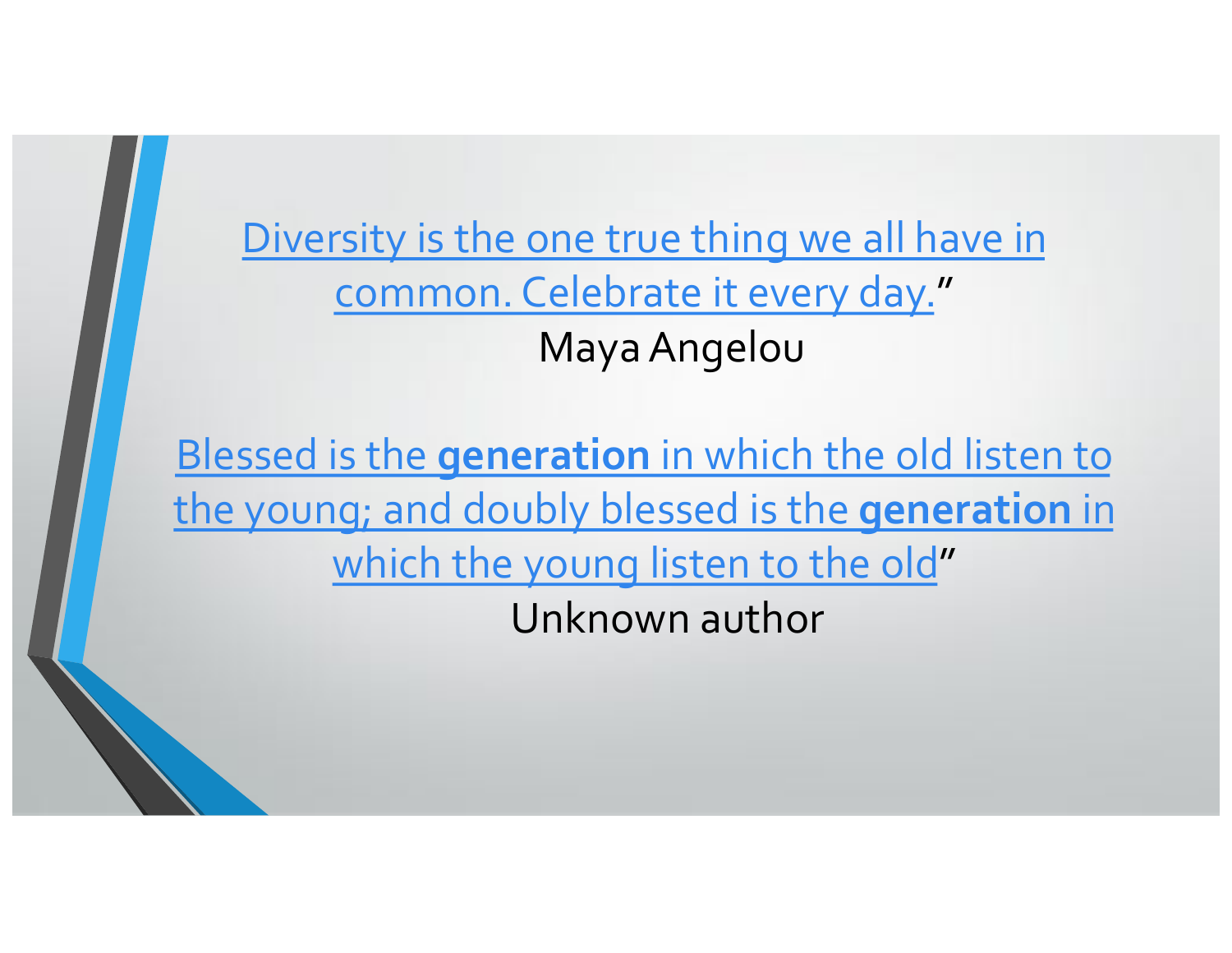Diversity is the one true thing we all have in common. Celebrate it every day.”
Maya Angelou

Blessed is the **generation** in which the old listen to the young; and doubly blessed is the **generation** in which the young listen to the old”
Unknown author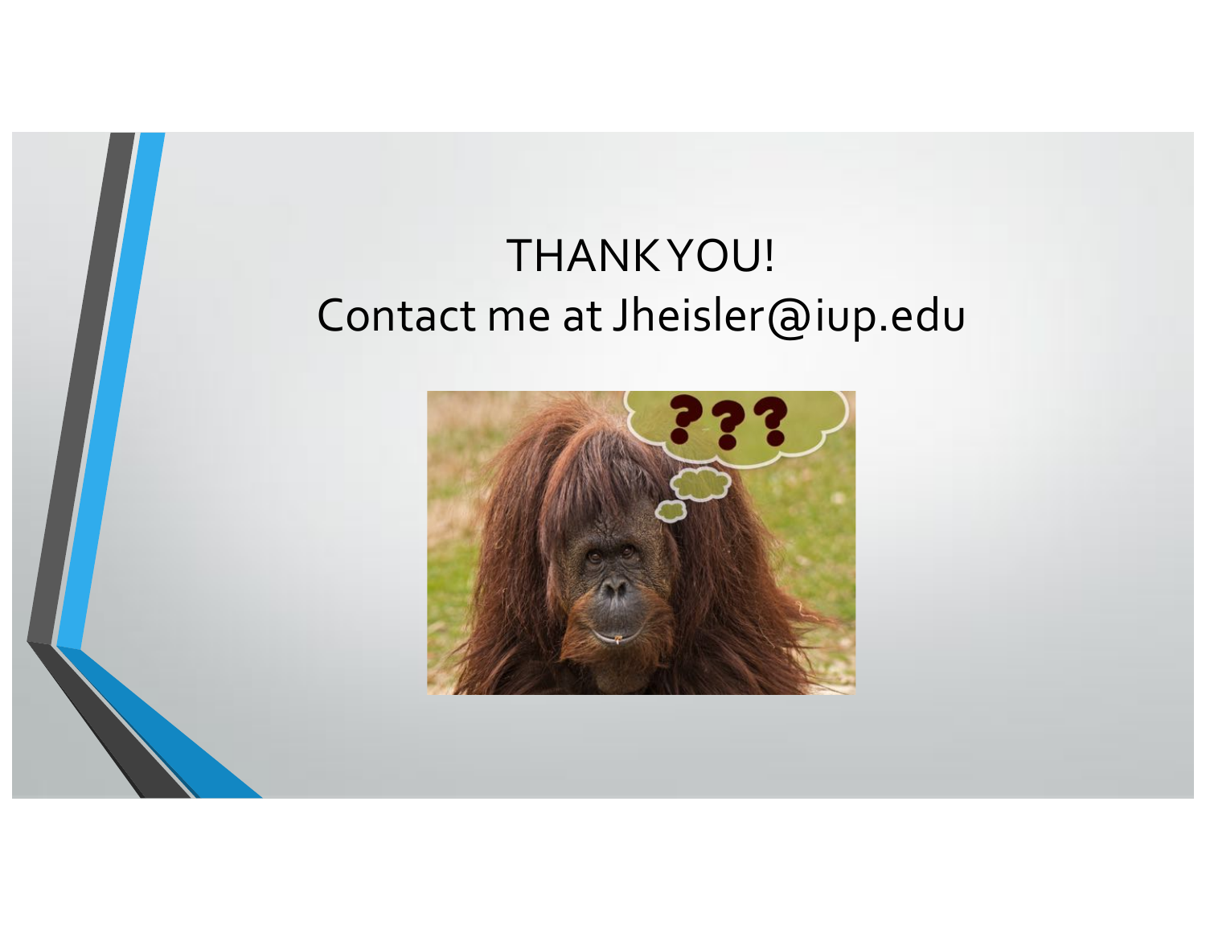THANK YOU!

Contact me at Jheisler@iup.edu